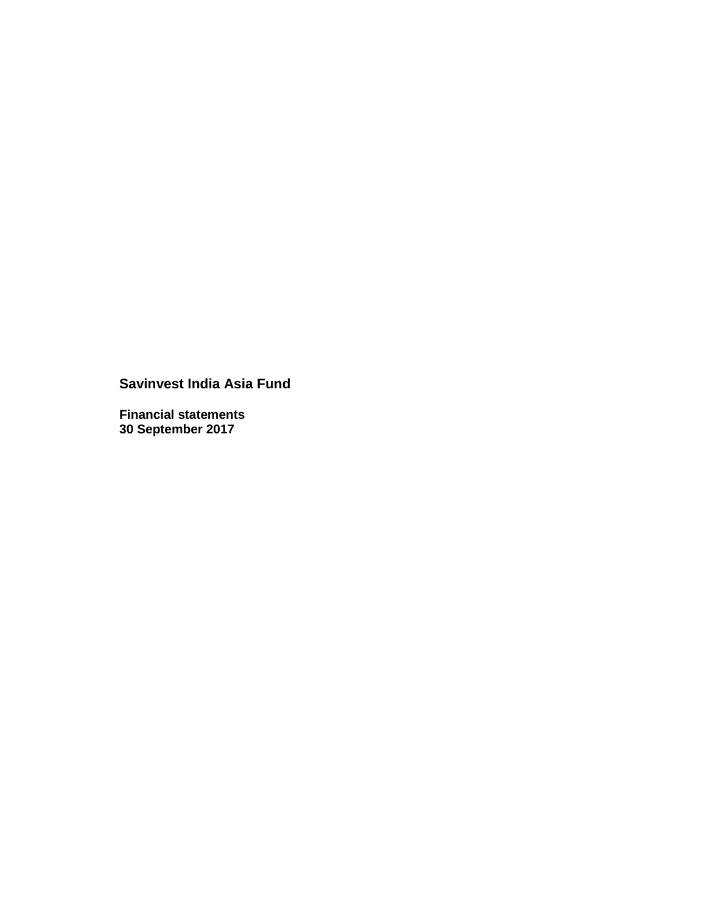# Savinvest India Asia Fund

**Financial statements**
**30 September 2017**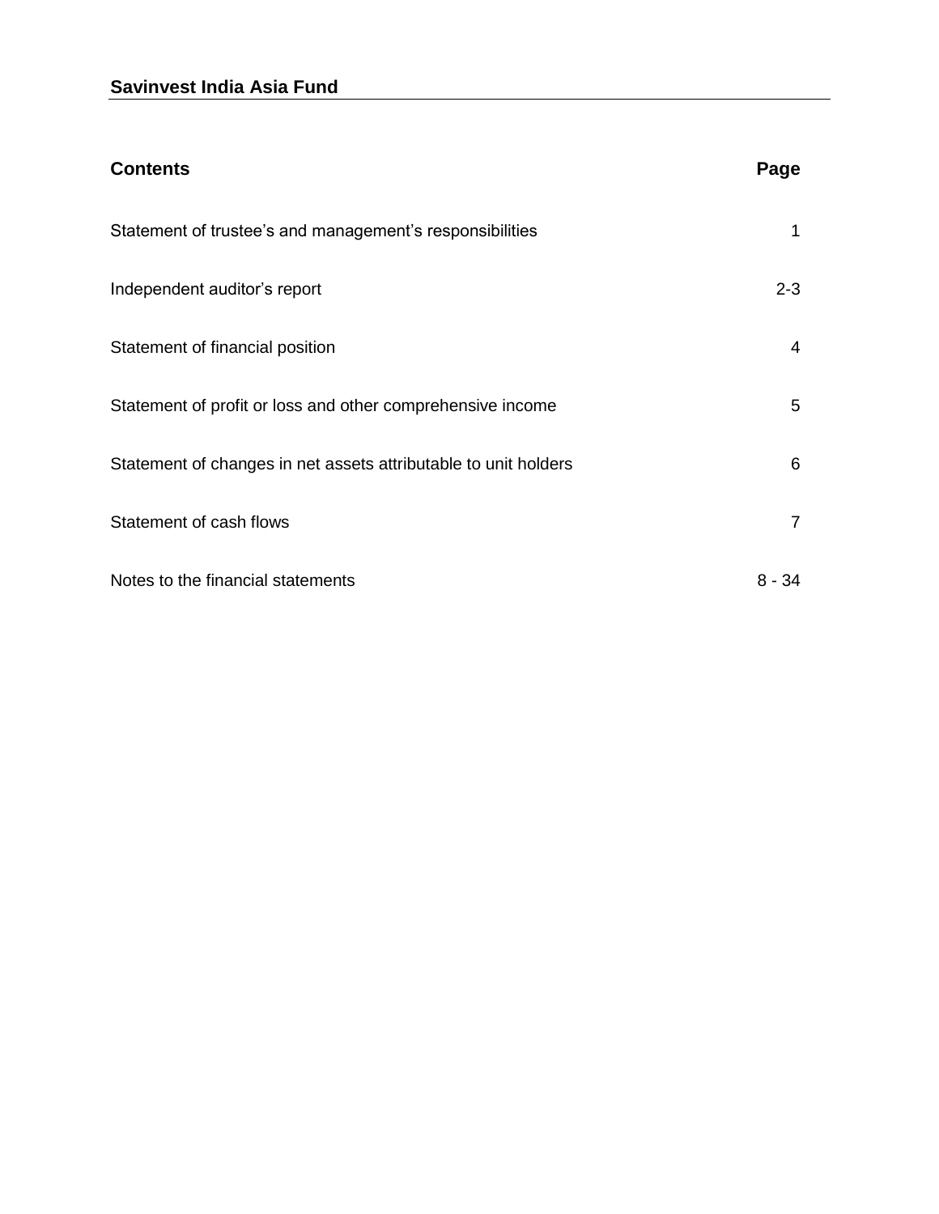# Savinvest India Asia Fund

| Contents | Page |
|---|---|
| Statement of trustee's and management's responsibilities | 1 |
| Independent auditor's report | 2-3 |
| Statement of financial position | 4 |
| Statement of profit or loss and other comprehensive income | 5 |
| Statement of changes in net assets attributable to unit holders | 6 |
| Statement of cash flows | 7 |
| Notes to the financial statements | 8 - 34 |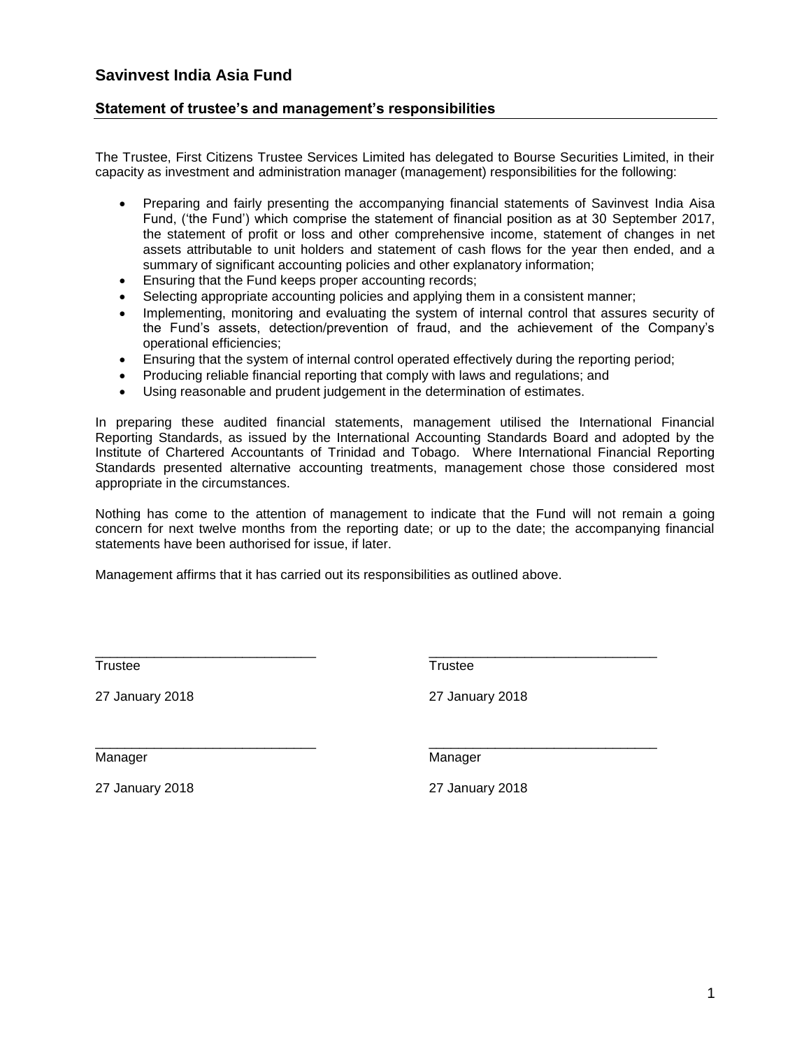# Savinvest India Asia Fund

## Statement of trustee's and management's responsibilities

The Trustee, First Citizens Trustee Services Limited has delegated to Bourse Securities Limited, in their capacity as investment and administration manager (management) responsibilities for the following:

- Preparing and fairly presenting the accompanying financial statements of Savinvest India Aisa Fund, ('the Fund') which comprise the statement of financial position as at 30 September 2017, the statement of profit or loss and other comprehensive income, statement of changes in net assets attributable to unit holders and statement of cash flows for the year then ended, and a summary of significant accounting policies and other explanatory information;
- Ensuring that the Fund keeps proper accounting records;
- Selecting appropriate accounting policies and applying them in a consistent manner;
- Implementing, monitoring and evaluating the system of internal control that assures security of the Fund's assets, detection/prevention of fraud, and the achievement of the Company's operational efficiencies;
- Ensuring that the system of internal control operated effectively during the reporting period;
- Producing reliable financial reporting that comply with laws and regulations; and
- Using reasonable and prudent judgement in the determination of estimates.

In preparing these audited financial statements, management utilised the International Financial Reporting Standards, as issued by the International Accounting Standards Board and adopted by the Institute of Chartered Accountants of Trinidad and Tobago. Where International Financial Reporting Standards presented alternative accounting treatments, management chose those considered most appropriate in the circumstances.

Nothing has come to the attention of management to indicate that the Fund will not remain a going concern for next twelve months from the reporting date; or up to the date; the accompanying financial statements have been authorised for issue, if later.

Management affirms that it has carried out its responsibilities as outlined above.

| | |
|---|---|
| ______________________________ | ______________________________ |
| Trustee | Trustee |
| 27 January 2018 | 27 January 2018 |
| ______________________________ | ______________________________ |
| Manager | Manager |
| 27 January 2018 | 27 January 2018 |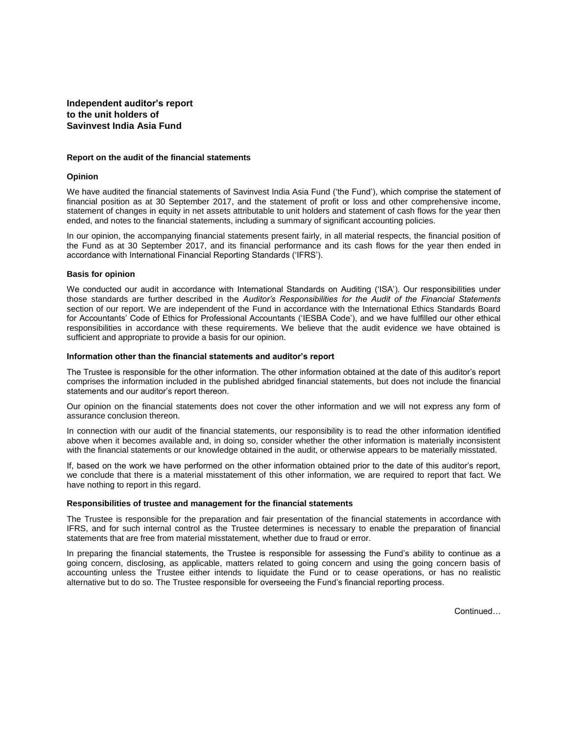# Independent auditor's report to the unit holders of Savinvest India Asia Fund

## Report on the audit of the financial statements

### Opinion

We have audited the financial statements of Savinvest India Asia Fund ('the Fund'), which comprise the statement of financial position as at 30 September 2017, and the statement of profit or loss and other comprehensive income, statement of changes in equity in net assets attributable to unit holders and statement of cash flows for the year then ended, and notes to the financial statements, including a summary of significant accounting policies.

In our opinion, the accompanying financial statements present fairly, in all material respects, the financial position of the Fund as at 30 September 2017, and its financial performance and its cash flows for the year then ended in accordance with International Financial Reporting Standards ('IFRS').

### Basis for opinion

We conducted our audit in accordance with International Standards on Auditing ('ISA'). Our responsibilities under those standards are further described in the *Auditor's Responsibilities for the Audit of the Financial Statements* section of our report. We are independent of the Fund in accordance with the International Ethics Standards Board for Accountants' Code of Ethics for Professional Accountants ('IESBA Code'), and we have fulfilled our other ethical responsibilities in accordance with these requirements. We believe that the audit evidence we have obtained is sufficient and appropriate to provide a basis for our opinion.

### Information other than the financial statements and auditor's report

The Trustee is responsible for the other information. The other information obtained at the date of this auditor's report comprises the information included in the published abridged financial statements, but does not include the financial statements and our auditor's report thereon.

Our opinion on the financial statements does not cover the other information and we will not express any form of assurance conclusion thereon.

In connection with our audit of the financial statements, our responsibility is to read the other information identified above when it becomes available and, in doing so, consider whether the other information is materially inconsistent with the financial statements or our knowledge obtained in the audit, or otherwise appears to be materially misstated.

If, based on the work we have performed on the other information obtained prior to the date of this auditor's report, we conclude that there is a material misstatement of this other information, we are required to report that fact. We have nothing to report in this regard.

### Responsibilities of trustee and management for the financial statements

The Trustee is responsible for the preparation and fair presentation of the financial statements in accordance with IFRS, and for such internal control as the Trustee determines is necessary to enable the preparation of financial statements that are free from material misstatement, whether due to fraud or error.

In preparing the financial statements, the Trustee is responsible for assessing the Fund's ability to continue as a going concern, disclosing, as applicable, matters related to going concern and using the going concern basis of accounting unless the Trustee either intends to liquidate the Fund or to cease operations, or has no realistic alternative but to do so. The Trustee responsible for overseeing the Fund's financial reporting process.

Continued…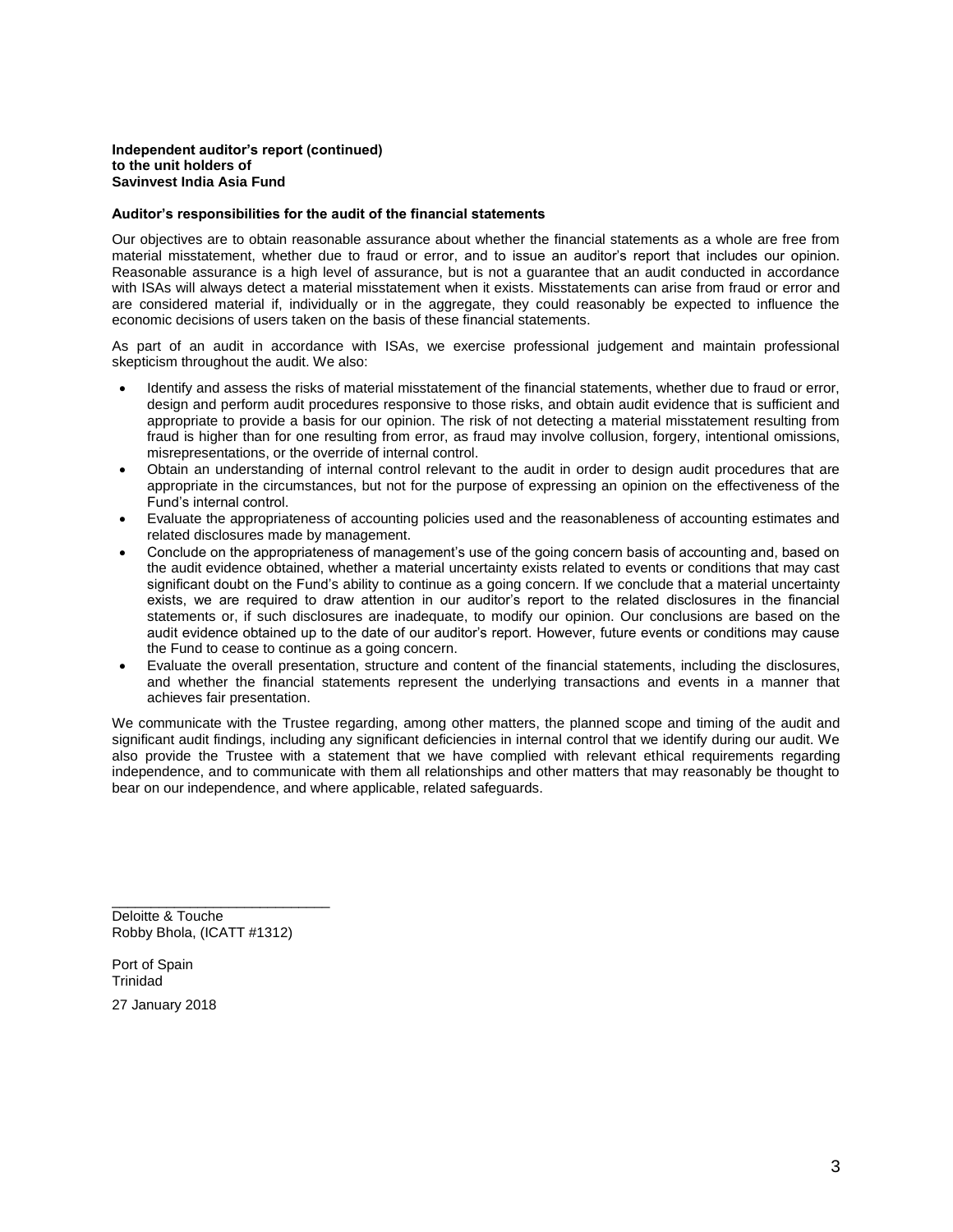**Independent auditor's report (continued)**
**to the unit holders of**
**Savinvest India Asia Fund**

**Auditor's responsibilities for the audit of the financial statements**

Our objectives are to obtain reasonable assurance about whether the financial statements as a whole are free from material misstatement, whether due to fraud or error, and to issue an auditor's report that includes our opinion. Reasonable assurance is a high level of assurance, but is not a guarantee that an audit conducted in accordance with ISAs will always detect a material misstatement when it exists. Misstatements can arise from fraud or error and are considered material if, individually or in the aggregate, they could reasonably be expected to influence the economic decisions of users taken on the basis of these financial statements.

As part of an audit in accordance with ISAs, we exercise professional judgement and maintain professional skepticism throughout the audit. We also:

- Identify and assess the risks of material misstatement of the financial statements, whether due to fraud or error, design and perform audit procedures responsive to those risks, and obtain audit evidence that is sufficient and appropriate to provide a basis for our opinion. The risk of not detecting a material misstatement resulting from fraud is higher than for one resulting from error, as fraud may involve collusion, forgery, intentional omissions, misrepresentations, or the override of internal control.
- Obtain an understanding of internal control relevant to the audit in order to design audit procedures that are appropriate in the circumstances, but not for the purpose of expressing an opinion on the effectiveness of the Fund's internal control.
- Evaluate the appropriateness of accounting policies used and the reasonableness of accounting estimates and related disclosures made by management.
- Conclude on the appropriateness of management's use of the going concern basis of accounting and, based on the audit evidence obtained, whether a material uncertainty exists related to events or conditions that may cast significant doubt on the Fund's ability to continue as a going concern. If we conclude that a material uncertainty exists, we are required to draw attention in our auditor's report to the related disclosures in the financial statements or, if such disclosures are inadequate, to modify our opinion. Our conclusions are based on the audit evidence obtained up to the date of our auditor's report. However, future events or conditions may cause the Fund to cease to continue as a going concern.
- Evaluate the overall presentation, structure and content of the financial statements, including the disclosures, and whether the financial statements represent the underlying transactions and events in a manner that achieves fair presentation.

We communicate with the Trustee regarding, among other matters, the planned scope and timing of the audit and significant audit findings, including any significant deficiencies in internal control that we identify during our audit. We also provide the Trustee with a statement that we have complied with relevant ethical requirements regarding independence, and to communicate with them all relationships and other matters that may reasonably be thought to bear on our independence, and where applicable, related safeguards.

\_\_\_\_\_\_\_\_\_\_\_\_\_\_\_\_\_\_\_\_\_\_\_\_\_\_\_\_
Deloitte & Touche
Robby Bhola, (ICATT #1312)

Port of Spain
Trinidad

27 January 2018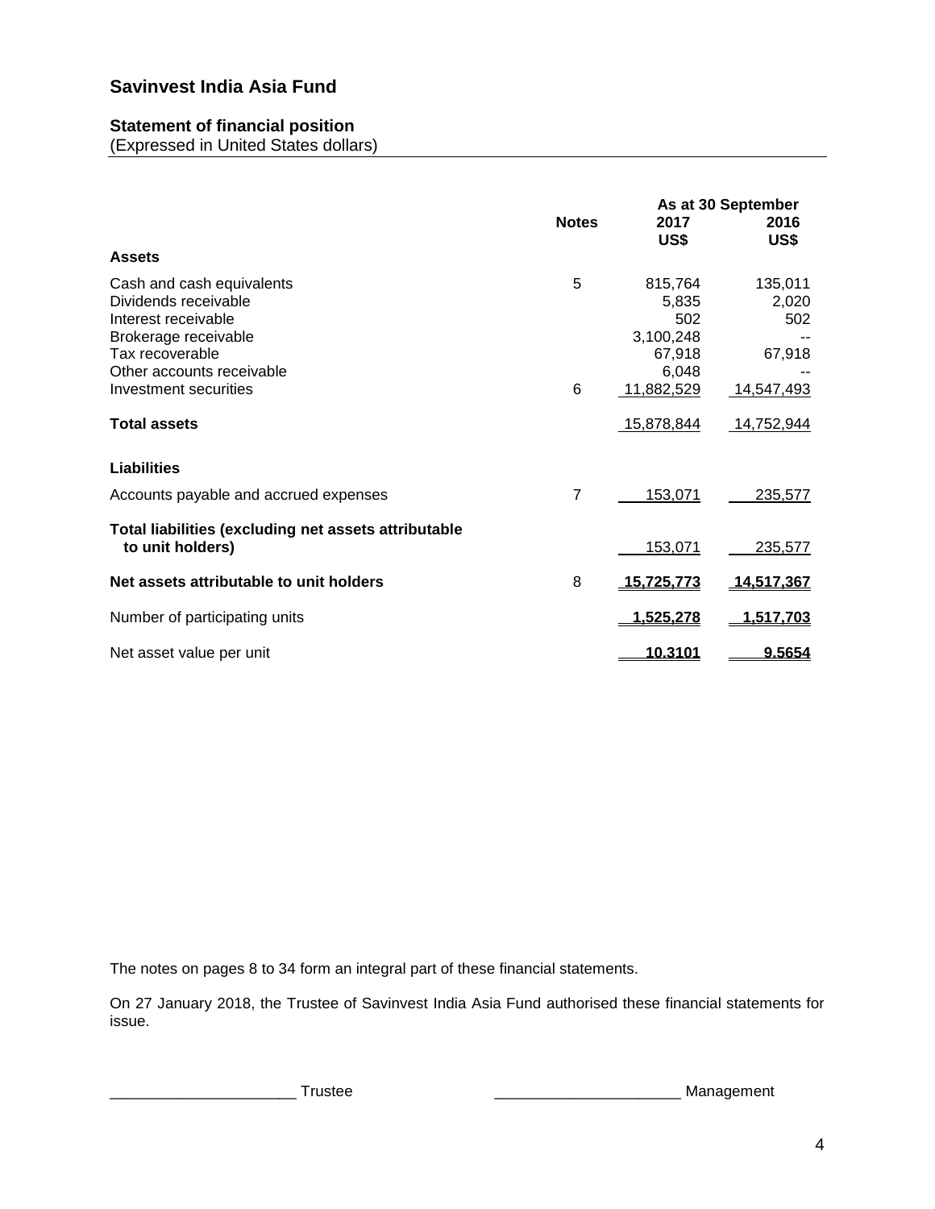# Savinvest India Asia Fund

## Statement of financial position
(Expressed in United States dollars)

| | Notes | As at 30 September 2017 US$ | 2016 US$ |
|---|---|---|---|
| **Assets** | | | |
| Cash and cash equivalents | 5 | 815,764 | 135,011 |
| Dividends receivable | | 5,835 | 2,020 |
| Interest receivable | | 502 | 502 |
| Brokerage receivable | | 3,100,248 | -- |
| Tax recoverable | | 67,918 | 67,918 |
| Other accounts receivable | | 6,048 | -- |
| Investment securities | 6 | 11,882,529 | 14,547,493 |
| **Total assets** | | 15,878,844 | 14,752,944 |
| **Liabilities** | | | |
| Accounts payable and accrued expenses | 7 | 153,071 | 235,577 |
| **Total liabilities (excluding net assets attributable to unit holders)** | | 153,071 | 235,577 |
| **Net assets attributable to unit holders** | 8 | 15,725,773 | 14,517,367 |
| Number of participating units | | 1,525,278 | 1,517,703 |
| Net asset value per unit | | 10.3101 | 9.5654 |

The notes on pages 8 to 34 form an integral part of these financial statements.

On 27 January 2018, the Trustee of Savinvest India Asia Fund authorised these financial statements for issue.

______________________ Trustee ______________________ Management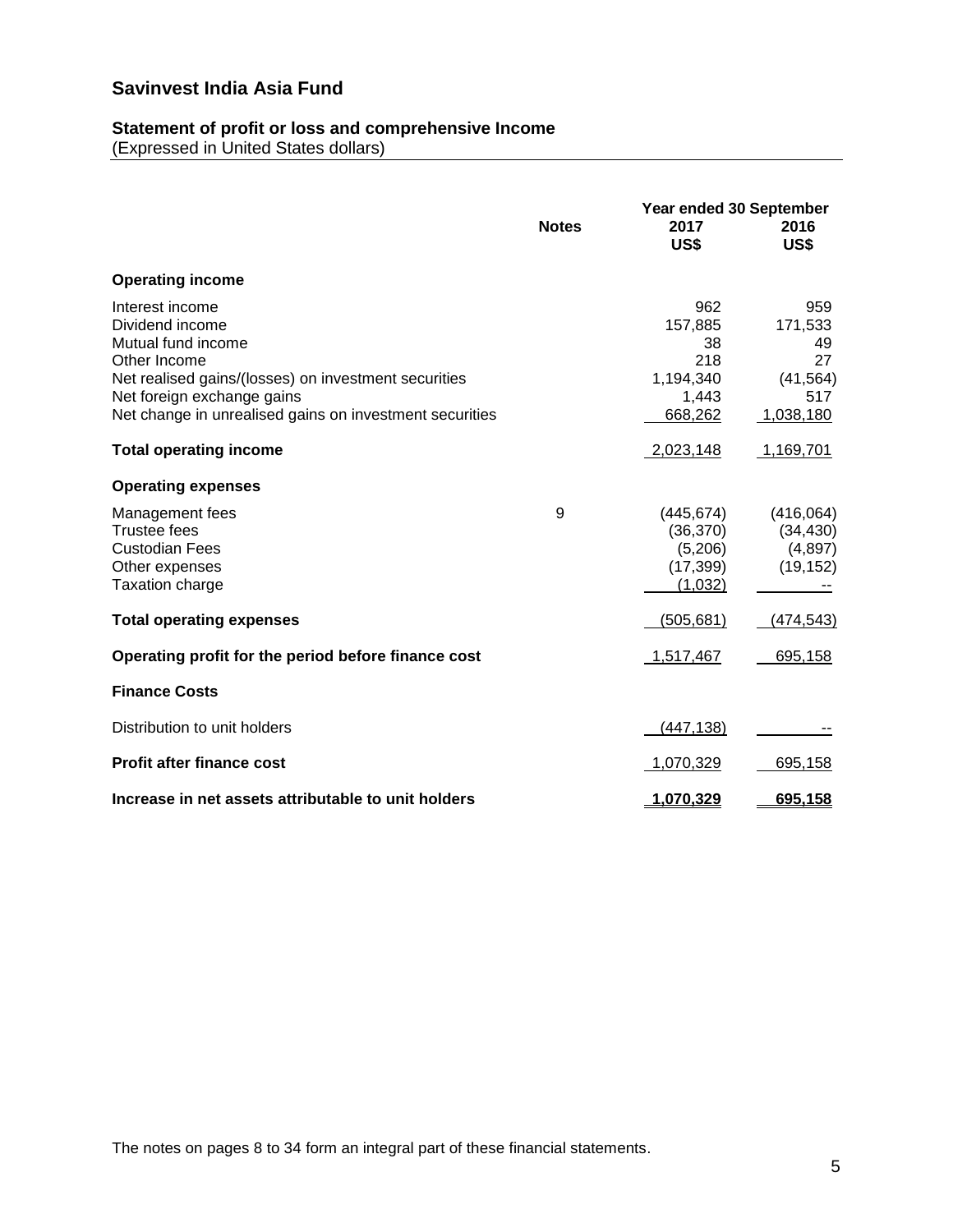## Savinvest India Asia Fund

### Statement of profit or loss and comprehensive Income

(Expressed in United States dollars)

| | Notes | Year ended 30 September 2017 US$ | 2016 US$ |
|---|---|---|---|
| **Operating income** | | | |
| Interest income | | 962 | 959 |
| Dividend income | | 157,885 | 171,533 |
| Mutual fund income | | 38 | 49 |
| Other Income | | 218 | 27 |
| Net realised gains/(losses) on investment securities | | 1,194,340 | (41,564) |
| Net foreign exchange gains | | 1,443 | 517 |
| Net change in unrealised gains on investment securities | | 668,262 | 1,038,180 |
| **Total operating income** | | 2,023,148 | 1,169,701 |
| **Operating expenses** | | | |
| Management fees | 9 | (445,674) | (416,064) |
| Trustee fees | | (36,370) | (34,430) |
| Custodian Fees | | (5,206) | (4,897) |
| Other expenses | | (17,399) | (19,152) |
| Taxation charge | | (1,032) | -- |
| **Total operating expenses** | | (505,681) | (474,543) |
| **Operating profit for the period before finance cost** | | 1,517,467 | 695,158 |
| **Finance Costs** | | | |
| Distribution to unit holders | | (447,138) | -- |
| **Profit after finance cost** | | 1,070,329 | 695,158 |
| **Increase in net assets attributable to unit holders** | | **1,070,329** | **695,158** |

The notes on pages 8 to 34 form an integral part of these financial statements.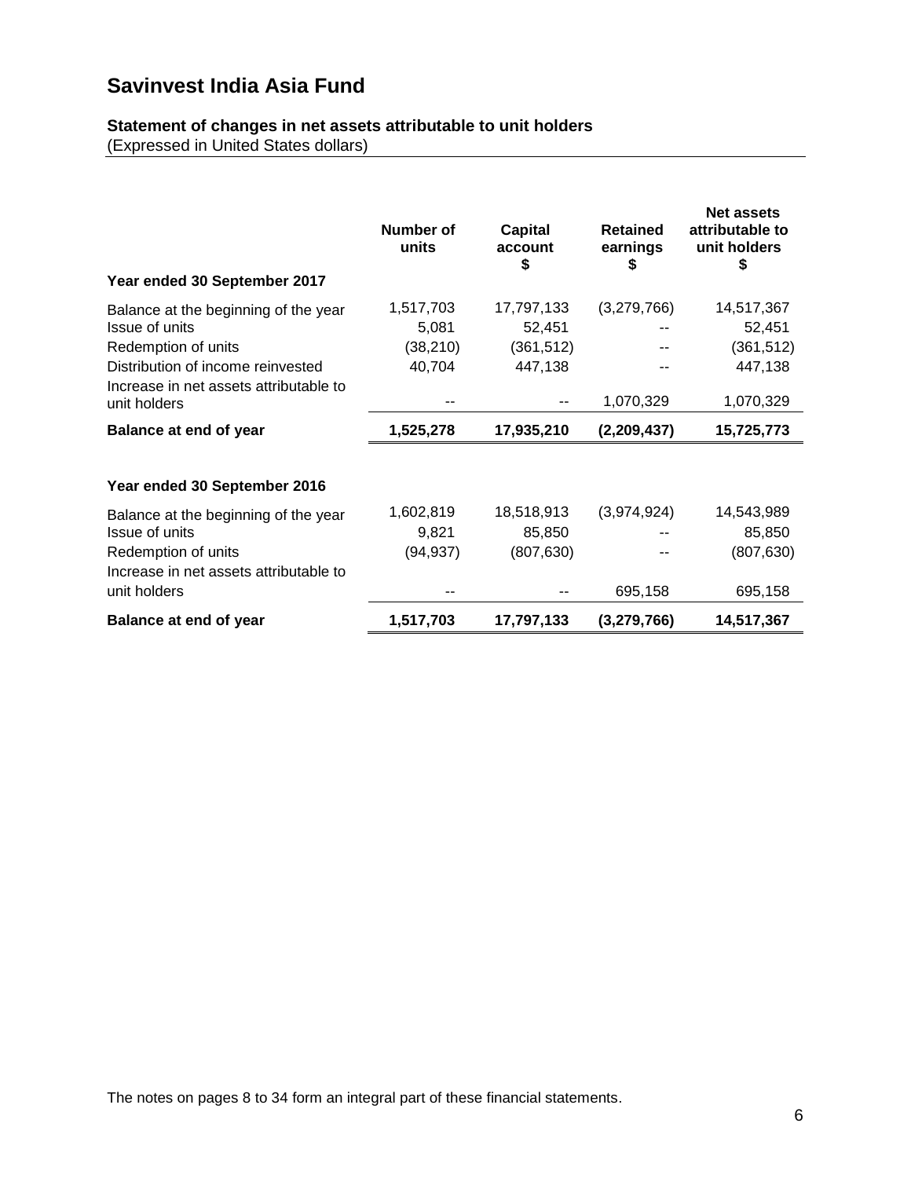# Savinvest India Asia Fund

## Statement of changes in net assets attributable to unit holders

(Expressed in United States dollars)

| | Number of units | Capital account $ | Retained earnings $ | Net assets attributable to unit holders $ |
|---|---|---|---|---|
| **Year ended 30 September 2017** | | | | |
| Balance at the beginning of the year | 1,517,703 | 17,797,133 | (3,279,766) | 14,517,367 |
| Issue of units | 5,081 | 52,451 | -- | 52,451 |
| Redemption of units | (38,210) | (361,512) | -- | (361,512) |
| Distribution of income reinvested | 40,704 | 447,138 | -- | 447,138 |
| Increase in net assets attributable to unit holders | -- | -- | 1,070,329 | 1,070,329 |
| **Balance at end of year** | **1,525,278** | **17,935,210** | **(2,209,437)** | **15,725,773** |
| | | | | |
| **Year ended 30 September 2016** | | | | |
| Balance at the beginning of the year | 1,602,819 | 18,518,913 | (3,974,924) | 14,543,989 |
| Issue of units | 9,821 | 85,850 | -- | 85,850 |
| Redemption of units | (94,937) | (807,630) | -- | (807,630) |
| Increase in net assets attributable to unit holders | -- | -- | 695,158 | 695,158 |
| **Balance at end of year** | **1,517,703** | **17,797,133** | **(3,279,766)** | **14,517,367** |

The notes on pages 8 to 34 form an integral part of these financial statements.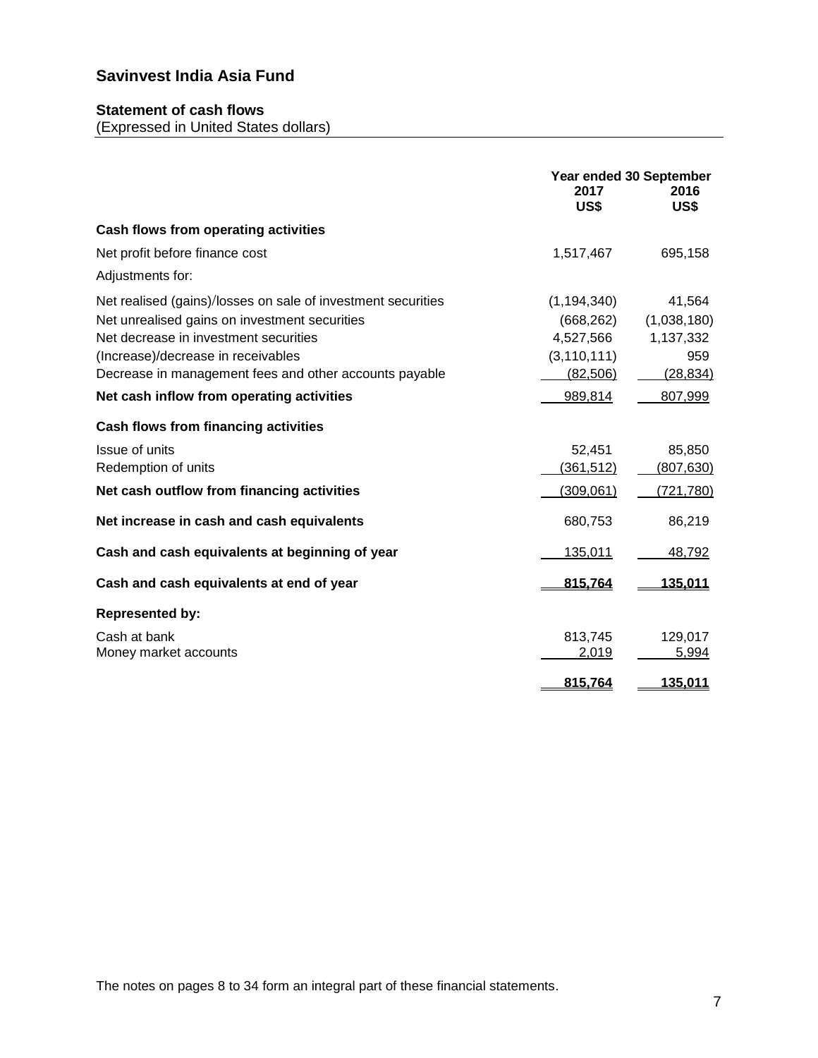## Savinvest India Asia Fund

### Statement of cash flows

(Expressed in United States dollars)

| | Year ended 30 September | |
|---|---|---|
| | 2017 | 2016 |
| | US$ | US$ |
| **Cash flows from operating activities** | | |
| Net profit before finance cost | 1,517,467 | 695,158 |
| Adjustments for: | | |
| Net realised (gains)/losses on sale of investment securities | (1,194,340) | 41,564 |
| Net unrealised gains on investment securities | (668,262) | (1,038,180) |
| Net decrease in investment securities | 4,527,566 | 1,137,332 |
| (Increase)/decrease in receivables | (3,110,111) | 959 |
| Decrease in management fees and other accounts payable | (82,506) | (28,834) |
| **Net cash inflow from operating activities** | 989,814 | 807,999 |
| **Cash flows from financing activities** | | |
| Issue of units | 52,451 | 85,850 |
| Redemption of units | (361,512) | (807,630) |
| **Net cash outflow from financing activities** | (309,061) | (721,780) |
| **Net increase in cash and cash equivalents** | 680,753 | 86,219 |
| **Cash and cash equivalents at beginning of year** | 135,011 | 48,792 |
| **Cash and cash equivalents at end of year** | **815,764** | **135,011** |
| **Represented by:** | | |
| Cash at bank | 813,745 | 129,017 |
| Money market accounts | 2,019 | 5,994 |
| | **815,764** | **135,011** |

The notes on pages 8 to 34 form an integral part of these financial statements.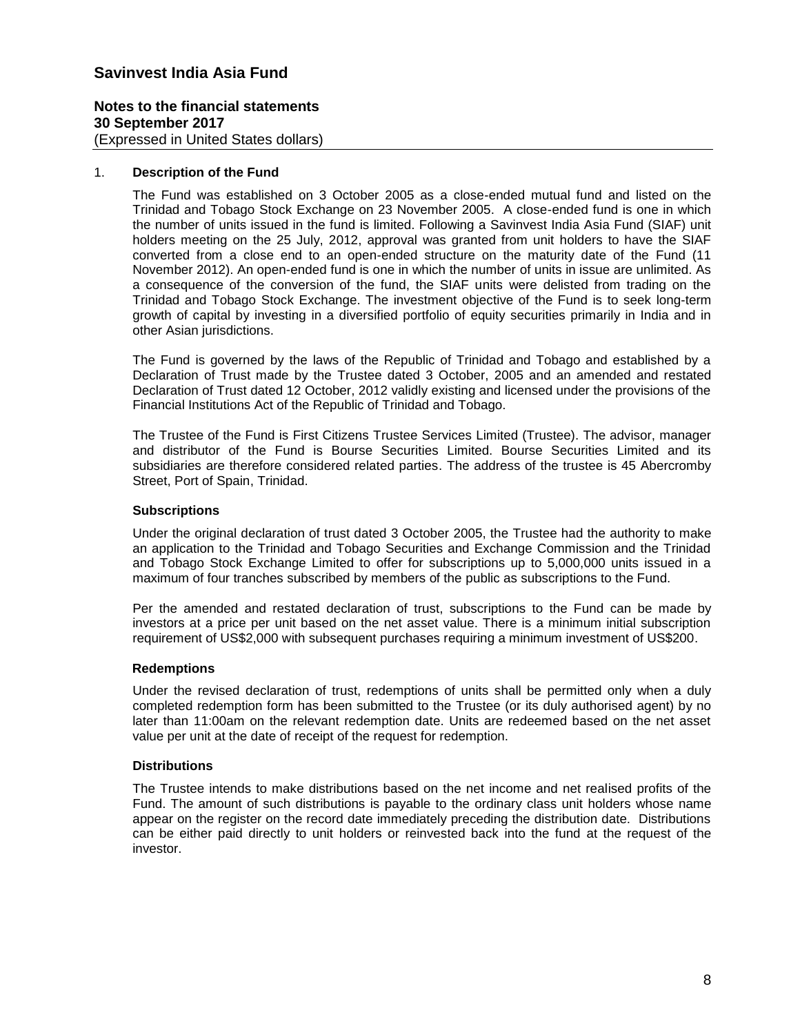# Savinvest India Asia Fund

**Notes to the financial statements**
**30 September 2017**
(Expressed in United States dollars)

1. **Description of the Fund**

The Fund was established on 3 October 2005 as a close-ended mutual fund and listed on the Trinidad and Tobago Stock Exchange on 23 November 2005. A close-ended fund is one in which the number of units issued in the fund is limited. Following a Savinvest India Asia Fund (SIAF) unit holders meeting on the 25 July, 2012, approval was granted from unit holders to have the SIAF converted from a close end to an open-ended structure on the maturity date of the Fund (11 November 2012). An open-ended fund is one in which the number of units in issue are unlimited. As a consequence of the conversion of the fund, the SIAF units were delisted from trading on the Trinidad and Tobago Stock Exchange. The investment objective of the Fund is to seek long-term growth of capital by investing in a diversified portfolio of equity securities primarily in India and in other Asian jurisdictions.

The Fund is governed by the laws of the Republic of Trinidad and Tobago and established by a Declaration of Trust made by the Trustee dated 3 October, 2005 and an amended and restated Declaration of Trust dated 12 October, 2012 validly existing and licensed under the provisions of the Financial Institutions Act of the Republic of Trinidad and Tobago.

The Trustee of the Fund is First Citizens Trustee Services Limited (Trustee). The advisor, manager and distributor of the Fund is Bourse Securities Limited. Bourse Securities Limited and its subsidiaries are therefore considered related parties. The address of the trustee is 45 Abercromby Street, Port of Spain, Trinidad.

**Subscriptions**

Under the original declaration of trust dated 3 October 2005, the Trustee had the authority to make an application to the Trinidad and Tobago Securities and Exchange Commission and the Trinidad and Tobago Stock Exchange Limited to offer for subscriptions up to 5,000,000 units issued in a maximum of four tranches subscribed by members of the public as subscriptions to the Fund.

Per the amended and restated declaration of trust, subscriptions to the Fund can be made by investors at a price per unit based on the net asset value. There is a minimum initial subscription requirement of US$2,000 with subsequent purchases requiring a minimum investment of US$200.

**Redemptions**

Under the revised declaration of trust, redemptions of units shall be permitted only when a duly completed redemption form has been submitted to the Trustee (or its duly authorised agent) by no later than 11:00am on the relevant redemption date. Units are redeemed based on the net asset value per unit at the date of receipt of the request for redemption.

**Distributions**

The Trustee intends to make distributions based on the net income and net realised profits of the Fund. The amount of such distributions is payable to the ordinary class unit holders whose name appear on the register on the record date immediately preceding the distribution date. Distributions can be either paid directly to unit holders or reinvested back into the fund at the request of the investor.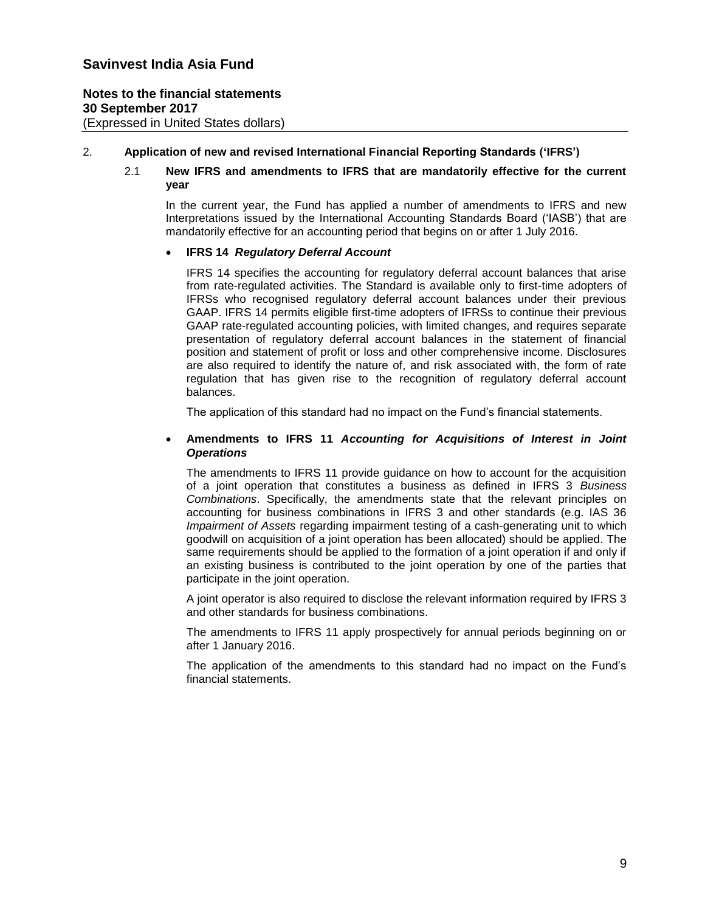## 2. Application of new and revised International Financial Reporting Standards ('IFRS')

### 2.1 New IFRS and amendments to IFRS that are mandatorily effective for the current year

In the current year, the Fund has applied a number of amendments to IFRS and new Interpretations issued by the International Accounting Standards Board ('IASB') that are mandatorily effective for an accounting period that begins on or after 1 July 2016.

- **IFRS 14** ***Regulatory Deferral Account***

  IFRS 14 specifies the accounting for regulatory deferral account balances that arise from rate-regulated activities. The Standard is available only to first-time adopters of IFRSs who recognised regulatory deferral account balances under their previous GAAP. IFRS 14 permits eligible first-time adopters of IFRSs to continue their previous GAAP rate-regulated accounting policies, with limited changes, and requires separate presentation of regulatory deferral account balances in the statement of financial position and statement of profit or loss and other comprehensive income. Disclosures are also required to identify the nature of, and risk associated with, the form of rate regulation that has given rise to the recognition of regulatory deferral account balances.

  The application of this standard had no impact on the Fund's financial statements.

- **Amendments to IFRS 11** ***Accounting for Acquisitions of Interest in Joint Operations***

  The amendments to IFRS 11 provide guidance on how to account for the acquisition of a joint operation that constitutes a business as defined in IFRS 3 *Business Combinations*. Specifically, the amendments state that the relevant principles on accounting for business combinations in IFRS 3 and other standards (e.g. IAS 36 *Impairment of Assets* regarding impairment testing of a cash-generating unit to which goodwill on acquisition of a joint operation has been allocated) should be applied. The same requirements should be applied to the formation of a joint operation if and only if an existing business is contributed to the joint operation by one of the parties that participate in the joint operation.

  A joint operator is also required to disclose the relevant information required by IFRS 3 and other standards for business combinations.

  The amendments to IFRS 11 apply prospectively for annual periods beginning on or after 1 January 2016.

  The application of the amendments to this standard had no impact on the Fund's financial statements.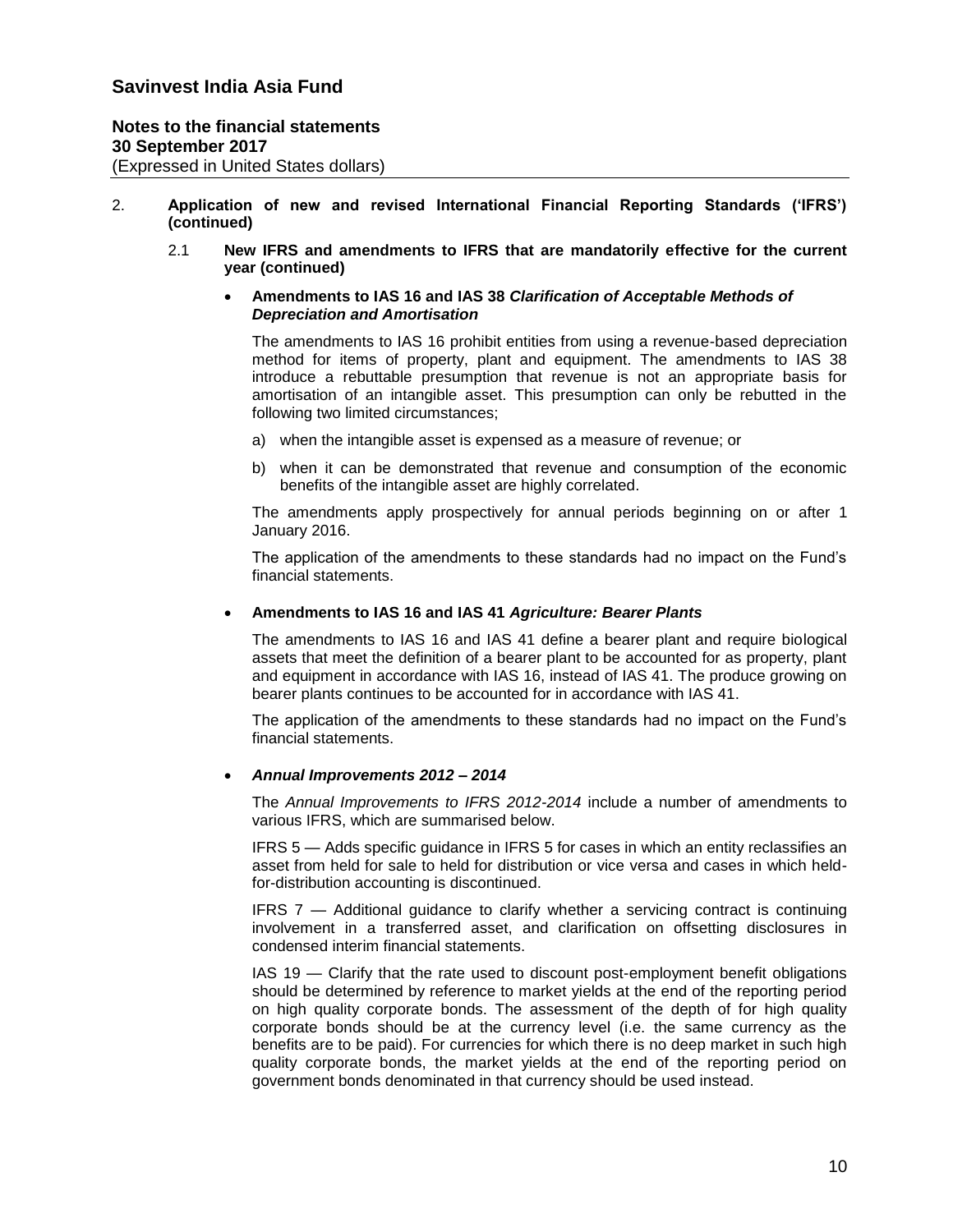2. **Application of new and revised International Financial Reporting Standards ('IFRS') (continued)**

   2.1 **New IFRS and amendments to IFRS that are mandatorily effective for the current year (continued)**

- **Amendments to IAS 16 and IAS 38 *Clarification of Acceptable Methods of Depreciation and Amortisation***

  The amendments to IAS 16 prohibit entities from using a revenue-based depreciation method for items of property, plant and equipment. The amendments to IAS 38 introduce a rebuttable presumption that revenue is not an appropriate basis for amortisation of an intangible asset. This presumption can only be rebutted in the following two limited circumstances;

  a) when the intangible asset is expensed as a measure of revenue; or

  b) when it can be demonstrated that revenue and consumption of the economic benefits of the intangible asset are highly correlated.

  The amendments apply prospectively for annual periods beginning on or after 1 January 2016.

  The application of the amendments to these standards had no impact on the Fund's financial statements.

- **Amendments to IAS 16 and IAS 41 *Agriculture: Bearer Plants***

  The amendments to IAS 16 and IAS 41 define a bearer plant and require biological assets that meet the definition of a bearer plant to be accounted for as property, plant and equipment in accordance with IAS 16, instead of IAS 41. The produce growing on bearer plants continues to be accounted for in accordance with IAS 41.

  The application of the amendments to these standards had no impact on the Fund's financial statements.

- ***Annual Improvements 2012 – 2014***

  The *Annual Improvements to IFRS 2012-2014* include a number of amendments to various IFRS, which are summarised below.

  IFRS 5 — Adds specific guidance in IFRS 5 for cases in which an entity reclassifies an asset from held for sale to held for distribution or vice versa and cases in which held-for-distribution accounting is discontinued.

  IFRS 7 — Additional guidance to clarify whether a servicing contract is continuing involvement in a transferred asset, and clarification on offsetting disclosures in condensed interim financial statements.

  IAS 19 — Clarify that the rate used to discount post-employment benefit obligations should be determined by reference to market yields at the end of the reporting period on high quality corporate bonds. The assessment of the depth of for high quality corporate bonds should be at the currency level (i.e. the same currency as the benefits are to be paid). For currencies for which there is no deep market in such high quality corporate bonds, the market yields at the end of the reporting period on government bonds denominated in that currency should be used instead.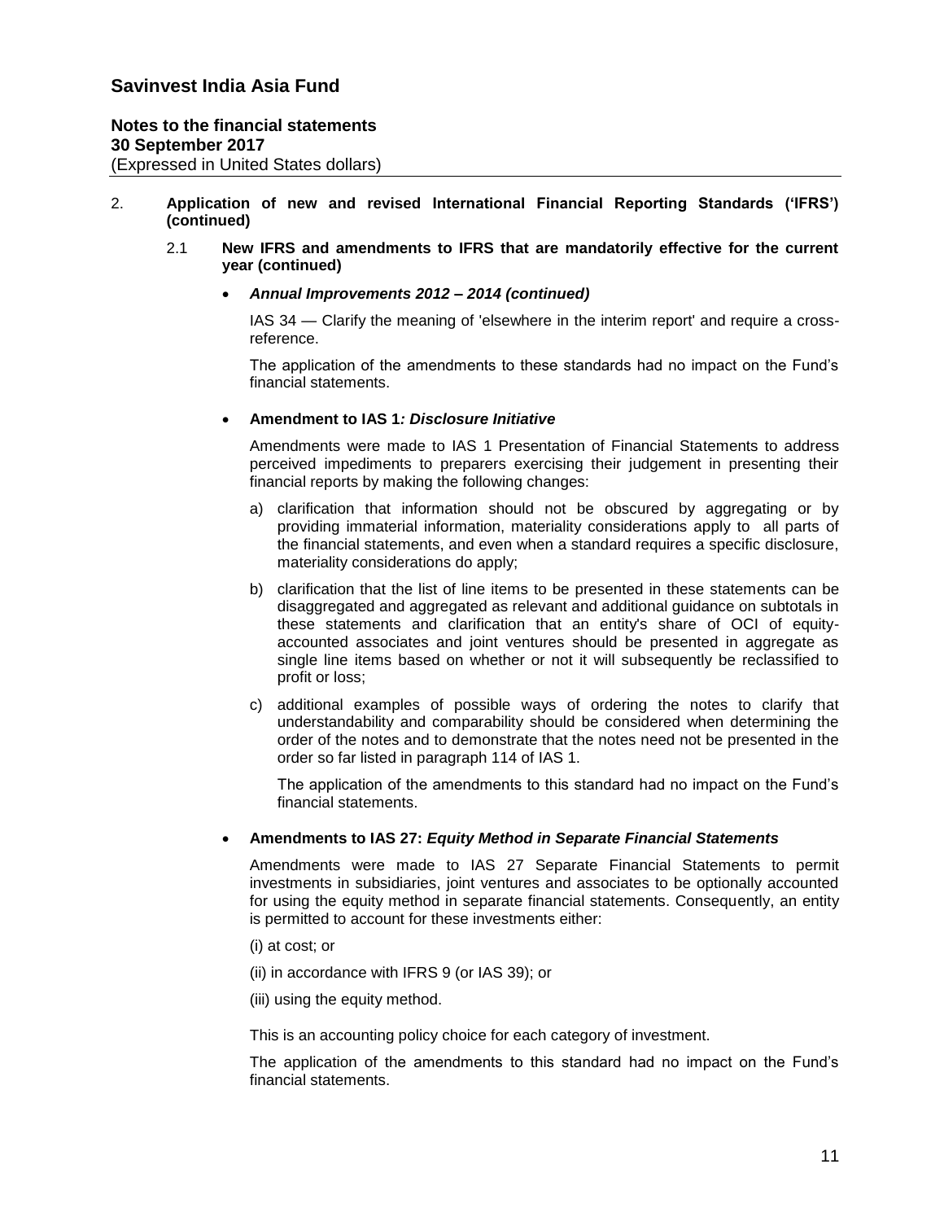# Savinvest India Asia Fund

**Notes to the financial statements**
**30 September 2017**
(Expressed in United States dollars)

2. **Application of new and revised International Financial Reporting Standards ('IFRS') (continued)**

   2.1 **New IFRS and amendments to IFRS that are mandatorily effective for the current year (continued)**

- ***Annual Improvements 2012 – 2014 (continued)***

  IAS 34 — Clarify the meaning of 'elsewhere in the interim report' and require a cross-reference.

  The application of the amendments to these standards had no impact on the Fund's financial statements.

- **Amendment to IAS 1*: Disclosure Initiative***

  Amendments were made to IAS 1 Presentation of Financial Statements to address perceived impediments to preparers exercising their judgement in presenting their financial reports by making the following changes:

  a) clarification that information should not be obscured by aggregating or by providing immaterial information, materiality considerations apply to all parts of the financial statements, and even when a standard requires a specific disclosure, materiality considerations do apply;

  b) clarification that the list of line items to be presented in these statements can be disaggregated and aggregated as relevant and additional guidance on subtotals in these statements and clarification that an entity's share of OCI of equity-accounted associates and joint ventures should be presented in aggregate as single line items based on whether or not it will subsequently be reclassified to profit or loss;

  c) additional examples of possible ways of ordering the notes to clarify that understandability and comparability should be considered when determining the order of the notes and to demonstrate that the notes need not be presented in the order so far listed in paragraph 114 of IAS 1.

  The application of the amendments to this standard had no impact on the Fund's financial statements.

- **Amendments to IAS 27: *Equity Method in Separate Financial Statements***

  Amendments were made to IAS 27 Separate Financial Statements to permit investments in subsidiaries, joint ventures and associates to be optionally accounted for using the equity method in separate financial statements. Consequently, an entity is permitted to account for these investments either:

  (i) at cost; or

  (ii) in accordance with IFRS 9 (or IAS 39); or

  (iii) using the equity method.

  This is an accounting policy choice for each category of investment.

  The application of the amendments to this standard had no impact on the Fund's financial statements.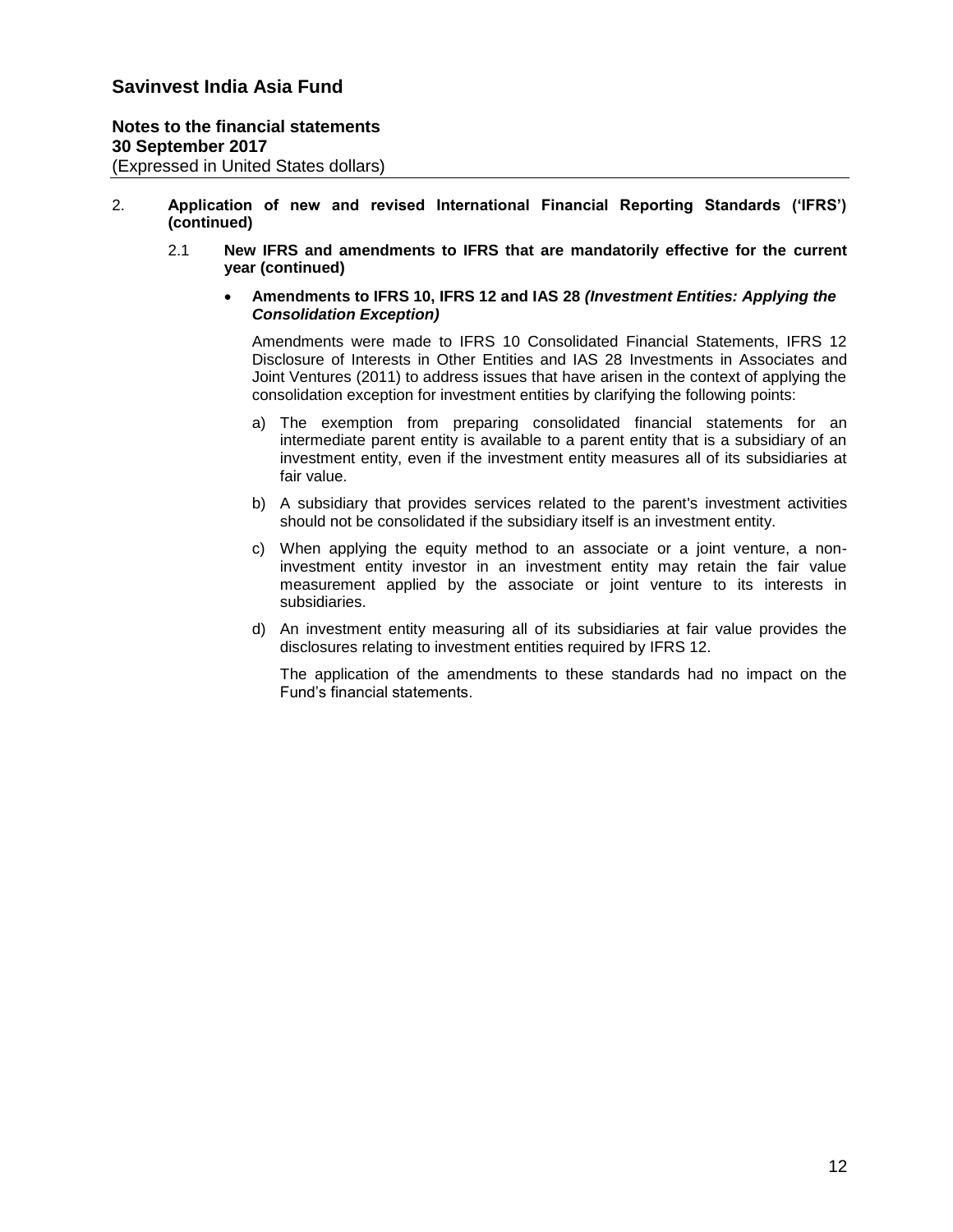## 2. Application of new and revised International Financial Reporting Standards ('IFRS') (continued)

### 2.1 New IFRS and amendments to IFRS that are mandatorily effective for the current year (continued)

- **Amendments to IFRS 10, IFRS 12 and IAS 28 *(Investment Entities: Applying the Consolidation Exception)***

  Amendments were made to IFRS 10 Consolidated Financial Statements, IFRS 12 Disclosure of Interests in Other Entities and IAS 28 Investments in Associates and Joint Ventures (2011) to address issues that have arisen in the context of applying the consolidation exception for investment entities by clarifying the following points:

  a) The exemption from preparing consolidated financial statements for an intermediate parent entity is available to a parent entity that is a subsidiary of an investment entity, even if the investment entity measures all of its subsidiaries at fair value.

  b) A subsidiary that provides services related to the parent's investment activities should not be consolidated if the subsidiary itself is an investment entity.

  c) When applying the equity method to an associate or a joint venture, a non-investment entity investor in an investment entity may retain the fair value measurement applied by the associate or joint venture to its interests in subsidiaries.

  d) An investment entity measuring all of its subsidiaries at fair value provides the disclosures relating to investment entities required by IFRS 12.

  The application of the amendments to these standards had no impact on the Fund's financial statements.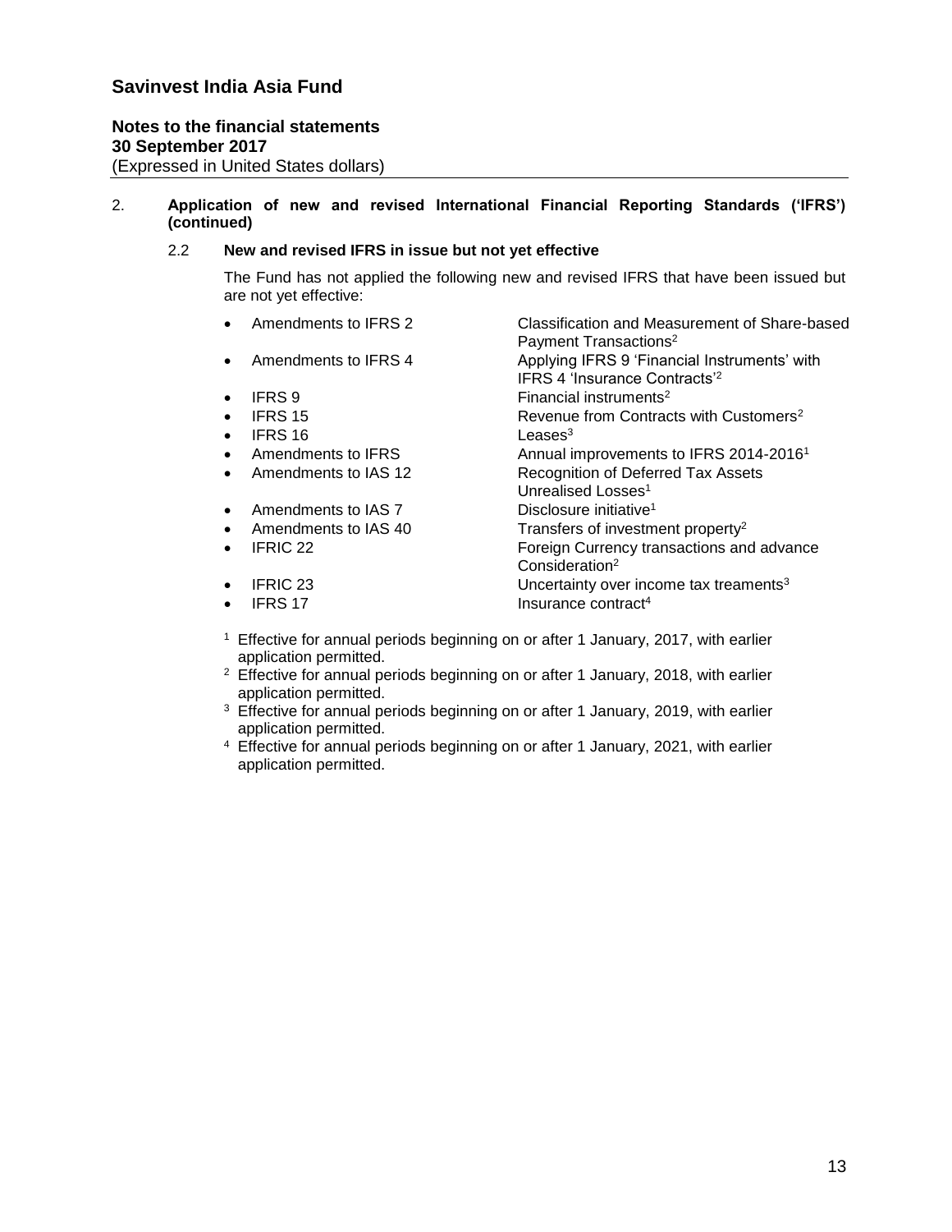**Savinvest India Asia Fund**

**Notes to the financial statements**
**30 September 2017**
(Expressed in United States dollars)

2. **Application of new and revised International Financial Reporting Standards ('IFRS') (continued)**

   2.2 **New and revised IFRS in issue but not yet effective**

   The Fund has not applied the following new and revised IFRS that have been issued but are not yet effective:

   - Amendments to IFRS 2 — Classification and Measurement of Share-based Payment Transactions[2]
   - Amendments to IFRS 4 — Applying IFRS 9 'Financial Instruments' with IFRS 4 'Insurance Contracts'[2]
   - IFRS 9 — Financial instruments[2]
   - IFRS 15 — Revenue from Contracts with Customers[2]
   - IFRS 16 — Leases[3]
   - Amendments to IFRS — Annual improvements to IFRS 2014-2016[1]
   - Amendments to IAS 12 — Recognition of Deferred Tax Assets Unrealised Losses[1]
   - Amendments to IAS 7 — Disclosure initiative[1]
   - Amendments to IAS 40 — Transfers of investment property[2]
   - IFRIC 22 — Foreign Currency transactions and advance Consideration[2]
   - IFRIC 23 — Uncertainty over income tax treaments[3]
   - IFRS 17 — Insurance contract[4]

   [1] Effective for annual periods beginning on or after 1 January, 2017, with earlier application permitted.
   [2] Effective for annual periods beginning on or after 1 January, 2018, with earlier application permitted.
   [3] Effective for annual periods beginning on or after 1 January, 2019, with earlier application permitted.
   [4] Effective for annual periods beginning on or after 1 January, 2021, with earlier application permitted.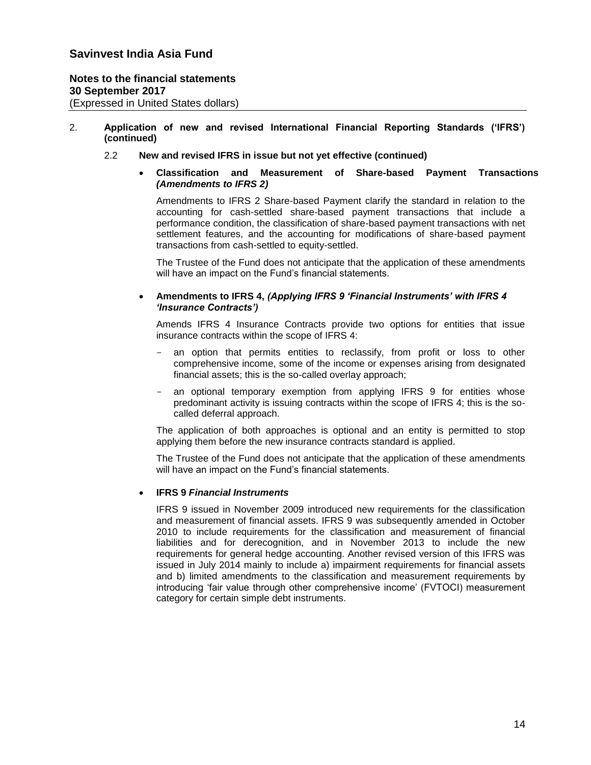2. **Application of new and revised International Financial Reporting Standards ('IFRS') (continued)**

   2.2 **New and revised IFRS in issue but not yet effective (continued)**

- **Classification and Measurement of Share-based Payment Transactions *(Amendments to IFRS 2)***

  Amendments to IFRS 2 Share-based Payment clarify the standard in relation to the accounting for cash-settled share-based payment transactions that include a performance condition, the classification of share-based payment transactions with net settlement features, and the accounting for modifications of share-based payment transactions from cash-settled to equity-settled.

  The Trustee of the Fund does not anticipate that the application of these amendments will have an impact on the Fund's financial statements.

- **Amendments to IFRS 4, *(Applying IFRS 9 'Financial Instruments' with IFRS 4 'Insurance Contracts')***

  Amends IFRS 4 Insurance Contracts provide two options for entities that issue insurance contracts within the scope of IFRS 4:

  - an option that permits entities to reclassify, from profit or loss to other comprehensive income, some of the income or expenses arising from designated financial assets; this is the so-called overlay approach;
  - an optional temporary exemption from applying IFRS 9 for entities whose predominant activity is issuing contracts within the scope of IFRS 4; this is the so-called deferral approach.

  The application of both approaches is optional and an entity is permitted to stop applying them before the new insurance contracts standard is applied.

  The Trustee of the Fund does not anticipate that the application of these amendments will have an impact on the Fund's financial statements.

- **IFRS 9 *Financial Instruments***

  IFRS 9 issued in November 2009 introduced new requirements for the classification and measurement of financial assets. IFRS 9 was subsequently amended in October 2010 to include requirements for the classification and measurement of financial liabilities and for derecognition, and in November 2013 to include the new requirements for general hedge accounting. Another revised version of this IFRS was issued in July 2014 mainly to include a) impairment requirements for financial assets and b) limited amendments to the classification and measurement requirements by introducing 'fair value through other comprehensive income' (FVTOCI) measurement category for certain simple debt instruments.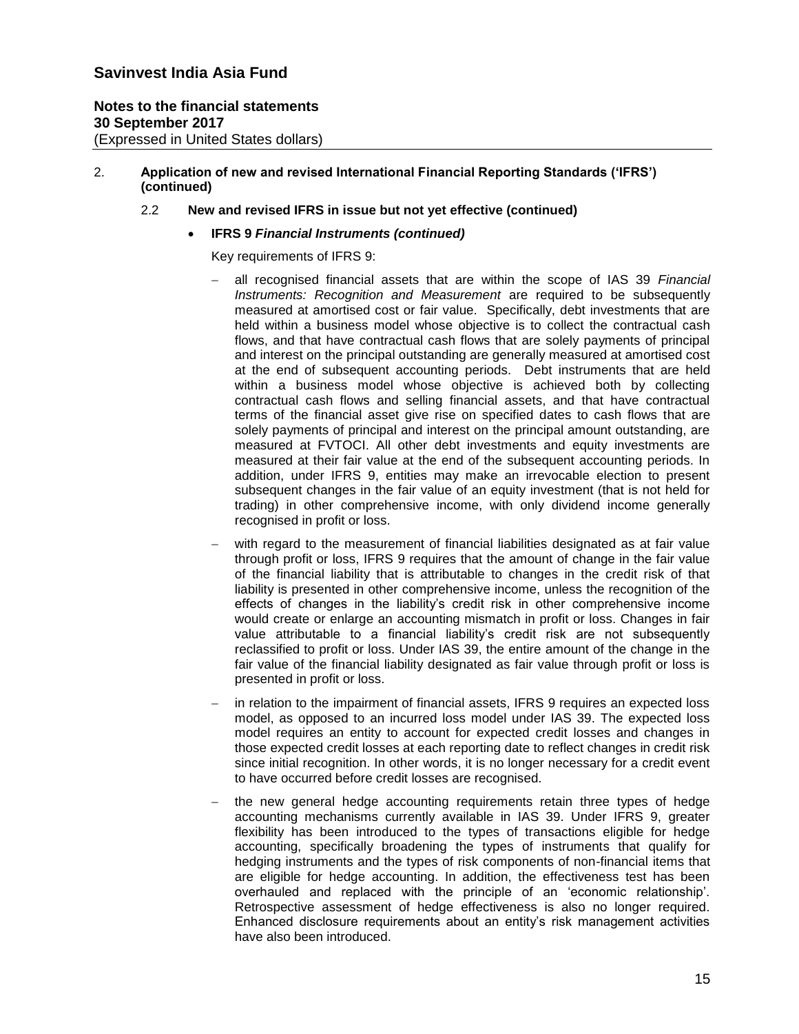# Savinvest India Asia Fund

**Notes to the financial statements**
**30 September 2017**
(Expressed in United States dollars)

2. **Application of new and revised International Financial Reporting Standards ('IFRS') (continued)**

   2.2 **New and revised IFRS in issue but not yet effective (continued)**

   - **IFRS 9 *Financial Instruments (continued)***

     Key requirements of IFRS 9:

     - all recognised financial assets that are within the scope of IAS 39 *Financial Instruments: Recognition and Measurement* are required to be subsequently measured at amortised cost or fair value. Specifically, debt investments that are held within a business model whose objective is to collect the contractual cash flows, and that have contractual cash flows that are solely payments of principal and interest on the principal outstanding are generally measured at amortised cost at the end of subsequent accounting periods. Debt instruments that are held within a business model whose objective is achieved both by collecting contractual cash flows and selling financial assets, and that have contractual terms of the financial asset give rise on specified dates to cash flows that are solely payments of principal and interest on the principal amount outstanding, are measured at FVTOCI. All other debt investments and equity investments are measured at their fair value at the end of the subsequent accounting periods. In addition, under IFRS 9, entities may make an irrevocable election to present subsequent changes in the fair value of an equity investment (that is not held for trading) in other comprehensive income, with only dividend income generally recognised in profit or loss.

     - with regard to the measurement of financial liabilities designated as at fair value through profit or loss, IFRS 9 requires that the amount of change in the fair value of the financial liability that is attributable to changes in the credit risk of that liability is presented in other comprehensive income, unless the recognition of the effects of changes in the liability's credit risk in other comprehensive income would create or enlarge an accounting mismatch in profit or loss. Changes in fair value attributable to a financial liability's credit risk are not subsequently reclassified to profit or loss. Under IAS 39, the entire amount of the change in the fair value of the financial liability designated as fair value through profit or loss is presented in profit or loss.

     - in relation to the impairment of financial assets, IFRS 9 requires an expected loss model, as opposed to an incurred loss model under IAS 39. The expected loss model requires an entity to account for expected credit losses and changes in those expected credit losses at each reporting date to reflect changes in credit risk since initial recognition. In other words, it is no longer necessary for a credit event to have occurred before credit losses are recognised.

     - the new general hedge accounting requirements retain three types of hedge accounting mechanisms currently available in IAS 39. Under IFRS 9, greater flexibility has been introduced to the types of transactions eligible for hedge accounting, specifically broadening the types of instruments that qualify for hedging instruments and the types of risk components of non-financial items that are eligible for hedge accounting. In addition, the effectiveness test has been overhauled and replaced with the principle of an 'economic relationship'. Retrospective assessment of hedge effectiveness is also no longer required. Enhanced disclosure requirements about an entity's risk management activities have also been introduced.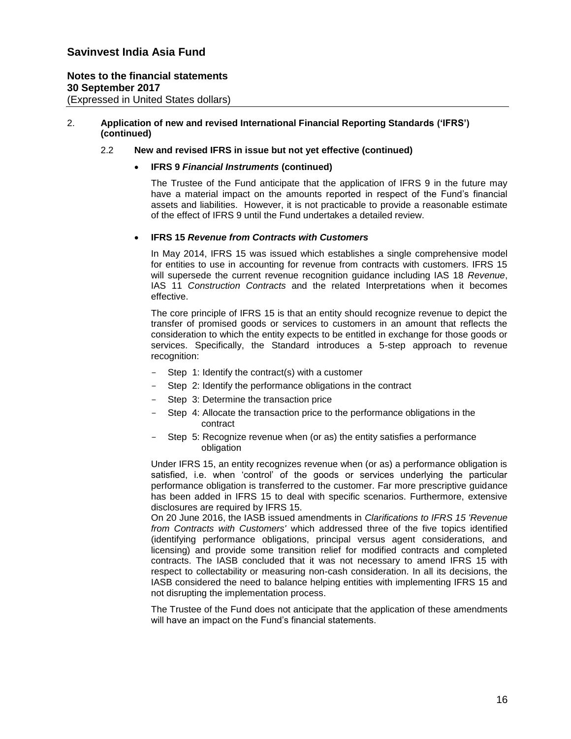# Savinvest India Asia Fund

**Notes to the financial statements**
**30 September 2017**
(Expressed in United States dollars)

## 2. Application of new and revised International Financial Reporting Standards ('IFRS') (continued)

### 2.2 New and revised IFRS in issue but not yet effective (continued)

- **IFRS 9 *Financial Instruments* (continued)**

  The Trustee of the Fund anticipate that the application of IFRS 9 in the future may have a material impact on the amounts reported in respect of the Fund's financial assets and liabilities. However, it is not practicable to provide a reasonable estimate of the effect of IFRS 9 until the Fund undertakes a detailed review.

- **IFRS 15 *Revenue from Contracts with Customers***

  In May 2014, IFRS 15 was issued which establishes a single comprehensive model for entities to use in accounting for revenue from contracts with customers. IFRS 15 will supersede the current revenue recognition guidance including IAS 18 *Revenue*, IAS 11 *Construction Contracts* and the related Interpretations when it becomes effective.

  The core principle of IFRS 15 is that an entity should recognize revenue to depict the transfer of promised goods or services to customers in an amount that reflects the consideration to which the entity expects to be entitled in exchange for those goods or services. Specifically, the Standard introduces a 5-step approach to revenue recognition:

  - Step 1: Identify the contract(s) with a customer
  - Step 2: Identify the performance obligations in the contract
  - Step 3: Determine the transaction price
  - Step 4: Allocate the transaction price to the performance obligations in the contract
  - Step 5: Recognize revenue when (or as) the entity satisfies a performance obligation

  Under IFRS 15, an entity recognizes revenue when (or as) a performance obligation is satisfied, i.e. when 'control' of the goods or services underlying the particular performance obligation is transferred to the customer. Far more prescriptive guidance has been added in IFRS 15 to deal with specific scenarios. Furthermore, extensive disclosures are required by IFRS 15.

  On 20 June 2016, the IASB issued amendments in *Clarifications to IFRS 15 'Revenue from Contracts with Customers'* which addressed three of the five topics identified (identifying performance obligations, principal versus agent considerations, and licensing) and provide some transition relief for modified contracts and completed contracts. The IASB concluded that it was not necessary to amend IFRS 15 with respect to collectability or measuring non-cash consideration. In all its decisions, the IASB considered the need to balance helping entities with implementing IFRS 15 and not disrupting the implementation process.

  The Trustee of the Fund does not anticipate that the application of these amendments will have an impact on the Fund's financial statements.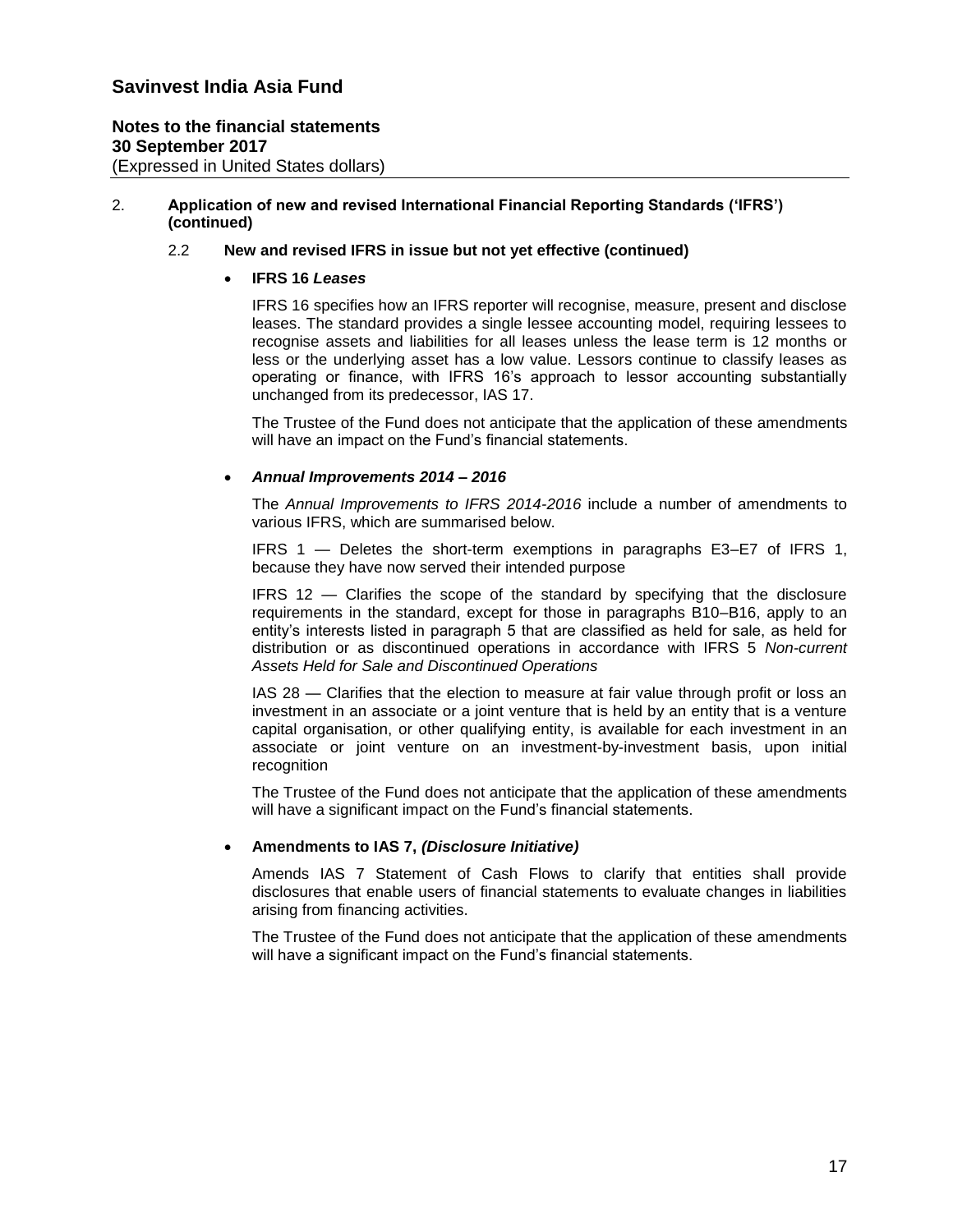# Savinvest India Asia Fund

**Notes to the financial statements**
**30 September 2017**
(Expressed in United States dollars)

2. **Application of new and revised International Financial Reporting Standards ('IFRS') (continued)**

   2.2 **New and revised IFRS in issue but not yet effective (continued)**

- **IFRS 16** ***Leases***

  IFRS 16 specifies how an IFRS reporter will recognise, measure, present and disclose leases. The standard provides a single lessee accounting model, requiring lessees to recognise assets and liabilities for all leases unless the lease term is 12 months or less or the underlying asset has a low value. Lessors continue to classify leases as operating or finance, with IFRS 16's approach to lessor accounting substantially unchanged from its predecessor, IAS 17.

  The Trustee of the Fund does not anticipate that the application of these amendments will have an impact on the Fund's financial statements.

- ***Annual Improvements 2014 – 2016***

  The *Annual Improvements to IFRS 2014-2016* include a number of amendments to various IFRS, which are summarised below.

  IFRS 1 — Deletes the short-term exemptions in paragraphs E3–E7 of IFRS 1, because they have now served their intended purpose

  IFRS 12 — Clarifies the scope of the standard by specifying that the disclosure requirements in the standard, except for those in paragraphs B10–B16, apply to an entity's interests listed in paragraph 5 that are classified as held for sale, as held for distribution or as discontinued operations in accordance with IFRS 5 *Non-current Assets Held for Sale and Discontinued Operations*

  IAS 28 — Clarifies that the election to measure at fair value through profit or loss an investment in an associate or a joint venture that is held by an entity that is a venture capital organisation, or other qualifying entity, is available for each investment in an associate or joint venture on an investment-by-investment basis, upon initial recognition

  The Trustee of the Fund does not anticipate that the application of these amendments will have a significant impact on the Fund's financial statements.

- **Amendments to IAS 7,** ***(Disclosure Initiative)***

  Amends IAS 7 Statement of Cash Flows to clarify that entities shall provide disclosures that enable users of financial statements to evaluate changes in liabilities arising from financing activities.

  The Trustee of the Fund does not anticipate that the application of these amendments will have a significant impact on the Fund's financial statements.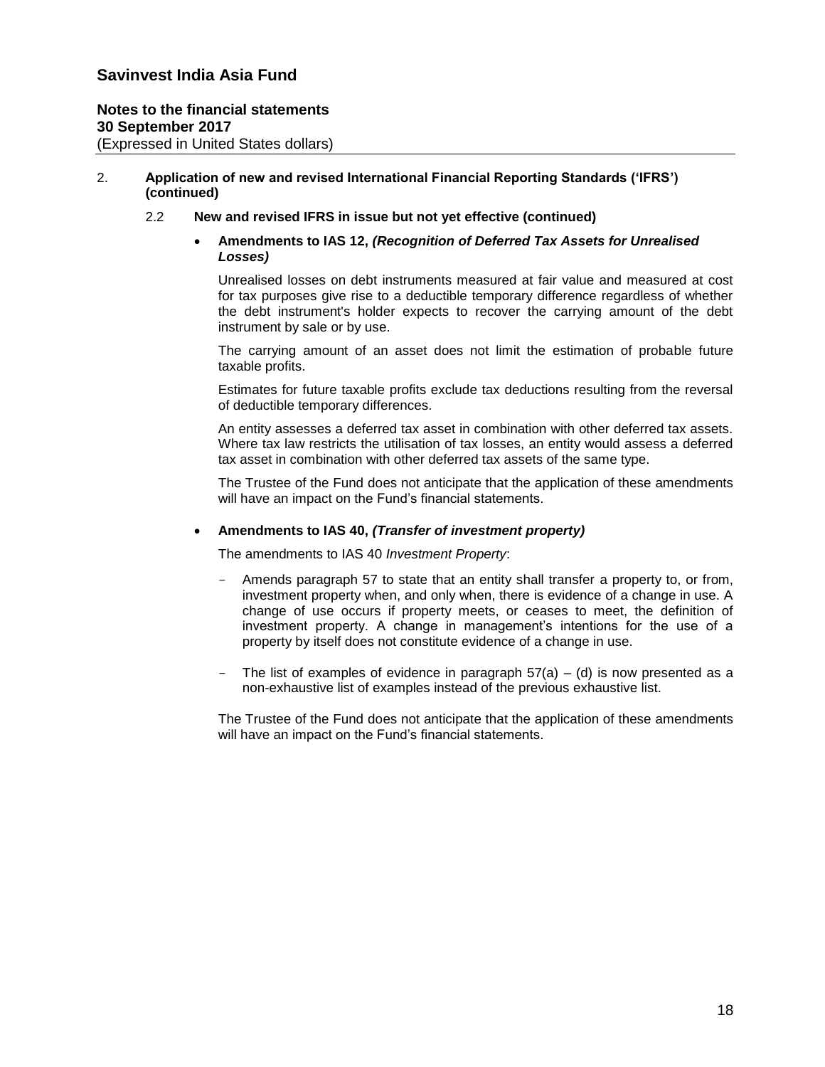## 2. Application of new and revised International Financial Reporting Standards ('IFRS') (continued)

### 2.2 New and revised IFRS in issue but not yet effective (continued)

- **Amendments to IAS 12, *(Recognition of Deferred Tax Assets for Unrealised Losses)***

  Unrealised losses on debt instruments measured at fair value and measured at cost for tax purposes give rise to a deductible temporary difference regardless of whether the debt instrument's holder expects to recover the carrying amount of the debt instrument by sale or by use.

  The carrying amount of an asset does not limit the estimation of probable future taxable profits.

  Estimates for future taxable profits exclude tax deductions resulting from the reversal of deductible temporary differences.

  An entity assesses a deferred tax asset in combination with other deferred tax assets. Where tax law restricts the utilisation of tax losses, an entity would assess a deferred tax asset in combination with other deferred tax assets of the same type.

  The Trustee of the Fund does not anticipate that the application of these amendments will have an impact on the Fund's financial statements.

- **Amendments to IAS 40, *(Transfer of investment property)***

  The amendments to IAS 40 *Investment Property*:

  - Amends paragraph 57 to state that an entity shall transfer a property to, or from, investment property when, and only when, there is evidence of a change in use. A change of use occurs if property meets, or ceases to meet, the definition of investment property. A change in management's intentions for the use of a property by itself does not constitute evidence of a change in use.

  - The list of examples of evidence in paragraph 57(a) – (d) is now presented as a non-exhaustive list of examples instead of the previous exhaustive list.

  The Trustee of the Fund does not anticipate that the application of these amendments will have an impact on the Fund's financial statements.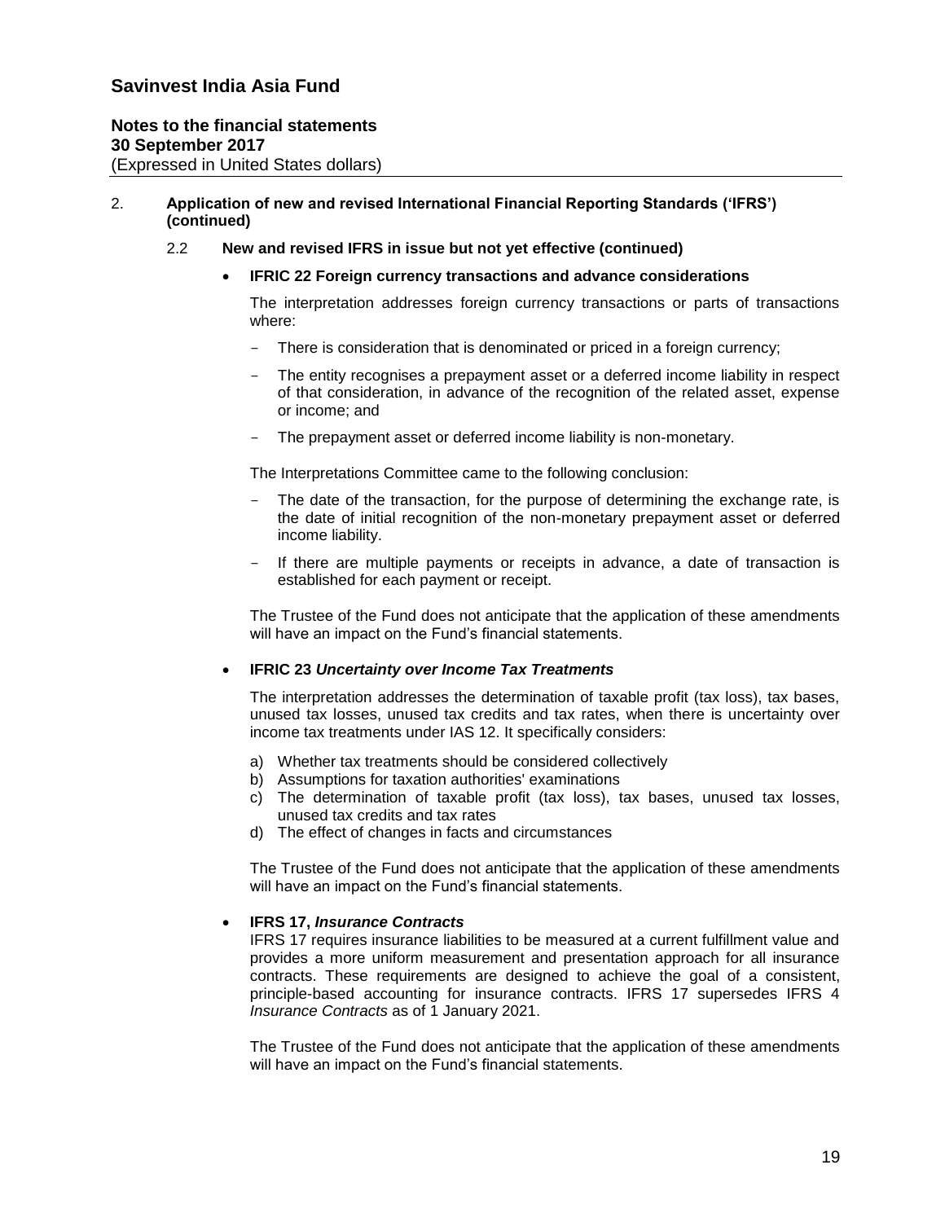# Savinvest India Asia Fund

## Notes to the financial statements
**30 September 2017**
(Expressed in United States dollars)

2. **Application of new and revised International Financial Reporting Standards ('IFRS') (continued)**

### 2.2 New and revised IFRS in issue but not yet effective (continued)

- **IFRIC 22 Foreign currency transactions and advance considerations**

  The interpretation addresses foreign currency transactions or parts of transactions where:

  - There is consideration that is denominated or priced in a foreign currency;
  - The entity recognises a prepayment asset or a deferred income liability in respect of that consideration, in advance of the recognition of the related asset, expense or income; and
  - The prepayment asset or deferred income liability is non-monetary.

  The Interpretations Committee came to the following conclusion:

  - The date of the transaction, for the purpose of determining the exchange rate, is the date of initial recognition of the non-monetary prepayment asset or deferred income liability.
  - If there are multiple payments or receipts in advance, a date of transaction is established for each payment or receipt.

  The Trustee of the Fund does not anticipate that the application of these amendments will have an impact on the Fund's financial statements.

- **IFRIC 23 *Uncertainty over Income Tax Treatments***

  The interpretation addresses the determination of taxable profit (tax loss), tax bases, unused tax losses, unused tax credits and tax rates, when there is uncertainty over income tax treatments under IAS 12. It specifically considers:

  a) Whether tax treatments should be considered collectively
  b) Assumptions for taxation authorities' examinations
  c) The determination of taxable profit (tax loss), tax bases, unused tax losses, unused tax credits and tax rates
  d) The effect of changes in facts and circumstances

  The Trustee of the Fund does not anticipate that the application of these amendments will have an impact on the Fund's financial statements.

- **IFRS 17, *Insurance Contracts***

  IFRS 17 requires insurance liabilities to be measured at a current fulfillment value and provides a more uniform measurement and presentation approach for all insurance contracts. These requirements are designed to achieve the goal of a consistent, principle-based accounting for insurance contracts. IFRS 17 supersedes IFRS 4 *Insurance Contracts* as of 1 January 2021.

  The Trustee of the Fund does not anticipate that the application of these amendments will have an impact on the Fund's financial statements.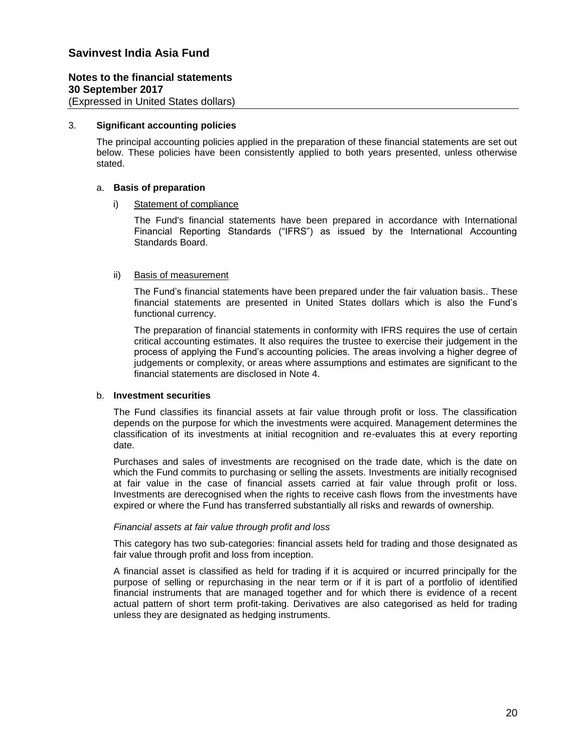# Savinvest India Asia Fund

## Notes to the financial statements
## 30 September 2017
(Expressed in United States dollars)

3. **Significant accounting policies**

The principal accounting policies applied in the preparation of these financial statements are set out below. These policies have been consistently applied to both years presented, unless otherwise stated.

a. **Basis of preparation**

i) Statement of compliance

The Fund's financial statements have been prepared in accordance with International Financial Reporting Standards ("IFRS") as issued by the International Accounting Standards Board.

ii) Basis of measurement

The Fund's financial statements have been prepared under the fair valuation basis.. These financial statements are presented in United States dollars which is also the Fund's functional currency.

The preparation of financial statements in conformity with IFRS requires the use of certain critical accounting estimates. It also requires the trustee to exercise their judgement in the process of applying the Fund's accounting policies. The areas involving a higher degree of judgements or complexity, or areas where assumptions and estimates are significant to the financial statements are disclosed in Note 4.

b. **Investment securities**

The Fund classifies its financial assets at fair value through profit or loss. The classification depends on the purpose for which the investments were acquired. Management determines the classification of its investments at initial recognition and re-evaluates this at every reporting date.

Purchases and sales of investments are recognised on the trade date, which is the date on which the Fund commits to purchasing or selling the assets. Investments are initially recognised at fair value in the case of financial assets carried at fair value through profit or loss. Investments are derecognised when the rights to receive cash flows from the investments have expired or where the Fund has transferred substantially all risks and rewards of ownership.

*Financial assets at fair value through profit and loss*

This category has two sub-categories: financial assets held for trading and those designated as fair value through profit and loss from inception.

A financial asset is classified as held for trading if it is acquired or incurred principally for the purpose of selling or repurchasing in the near term or if it is part of a portfolio of identified financial instruments that are managed together and for which there is evidence of a recent actual pattern of short term profit-taking. Derivatives are also categorised as held for trading unless they are designated as hedging instruments.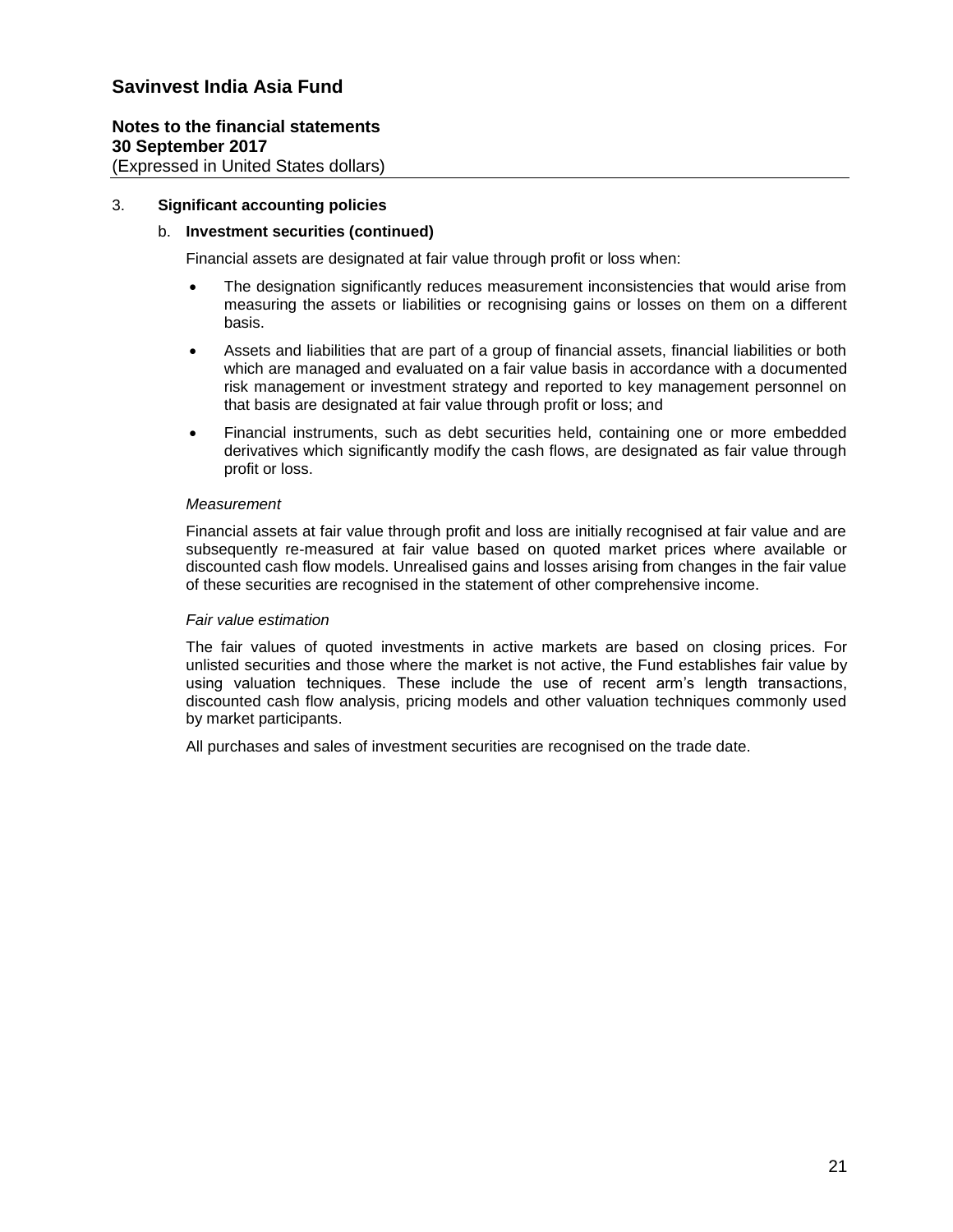# Savinvest India Asia Fund

**Notes to the financial statements**
**30 September 2017**
(Expressed in United States dollars)

3. **Significant accounting policies**

   b. **Investment securities (continued)**

   Financial assets are designated at fair value through profit or loss when:

   - The designation significantly reduces measurement inconsistencies that would arise from measuring the assets or liabilities or recognising gains or losses on them on a different basis.
   - Assets and liabilities that are part of a group of financial assets, financial liabilities or both which are managed and evaluated on a fair value basis in accordance with a documented risk management or investment strategy and reported to key management personnel on that basis are designated at fair value through profit or loss; and
   - Financial instruments, such as debt securities held, containing one or more embedded derivatives which significantly modify the cash flows, are designated as fair value through profit or loss.

   *Measurement*

   Financial assets at fair value through profit and loss are initially recognised at fair value and are subsequently re-measured at fair value based on quoted market prices where available or discounted cash flow models. Unrealised gains and losses arising from changes in the fair value of these securities are recognised in the statement of other comprehensive income.

   *Fair value estimation*

   The fair values of quoted investments in active markets are based on closing prices. For unlisted securities and those where the market is not active, the Fund establishes fair value by using valuation techniques. These include the use of recent arm's length transactions, discounted cash flow analysis, pricing models and other valuation techniques commonly used by market participants.

   All purchases and sales of investment securities are recognised on the trade date.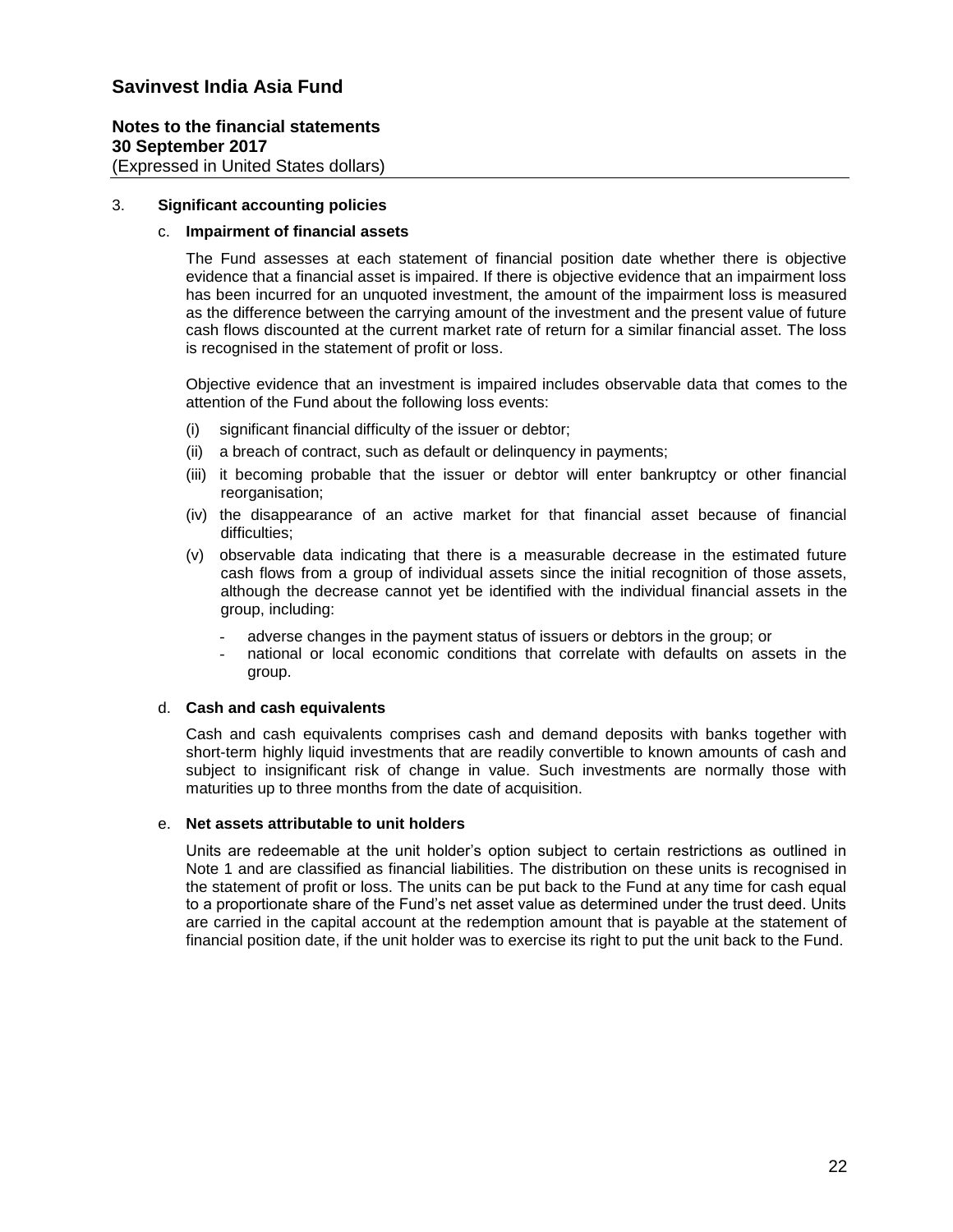# Savinvest India Asia Fund

**Notes to the financial statements**
**30 September 2017**
(Expressed in United States dollars)

3. **Significant accounting policies**

c. **Impairment of financial assets**

The Fund assesses at each statement of financial position date whether there is objective evidence that a financial asset is impaired. If there is objective evidence that an impairment loss has been incurred for an unquoted investment, the amount of the impairment loss is measured as the difference between the carrying amount of the investment and the present value of future cash flows discounted at the current market rate of return for a similar financial asset. The loss is recognised in the statement of profit or loss.

Objective evidence that an investment is impaired includes observable data that comes to the attention of the Fund about the following loss events:

(i) significant financial difficulty of the issuer or debtor;

(ii) a breach of contract, such as default or delinquency in payments;

(iii) it becoming probable that the issuer or debtor will enter bankruptcy or other financial reorganisation;

(iv) the disappearance of an active market for that financial asset because of financial difficulties;

(v) observable data indicating that there is a measurable decrease in the estimated future cash flows from a group of individual assets since the initial recognition of those assets, although the decrease cannot yet be identified with the individual financial assets in the group, including:

- adverse changes in the payment status of issuers or debtors in the group; or
- national or local economic conditions that correlate with defaults on assets in the group.

d. **Cash and cash equivalents**

Cash and cash equivalents comprises cash and demand deposits with banks together with short-term highly liquid investments that are readily convertible to known amounts of cash and subject to insignificant risk of change in value. Such investments are normally those with maturities up to three months from the date of acquisition.

e. **Net assets attributable to unit holders**

Units are redeemable at the unit holder's option subject to certain restrictions as outlined in Note 1 and are classified as financial liabilities. The distribution on these units is recognised in the statement of profit or loss. The units can be put back to the Fund at any time for cash equal to a proportionate share of the Fund's net asset value as determined under the trust deed. Units are carried in the capital account at the redemption amount that is payable at the statement of financial position date, if the unit holder was to exercise its right to put the unit back to the Fund.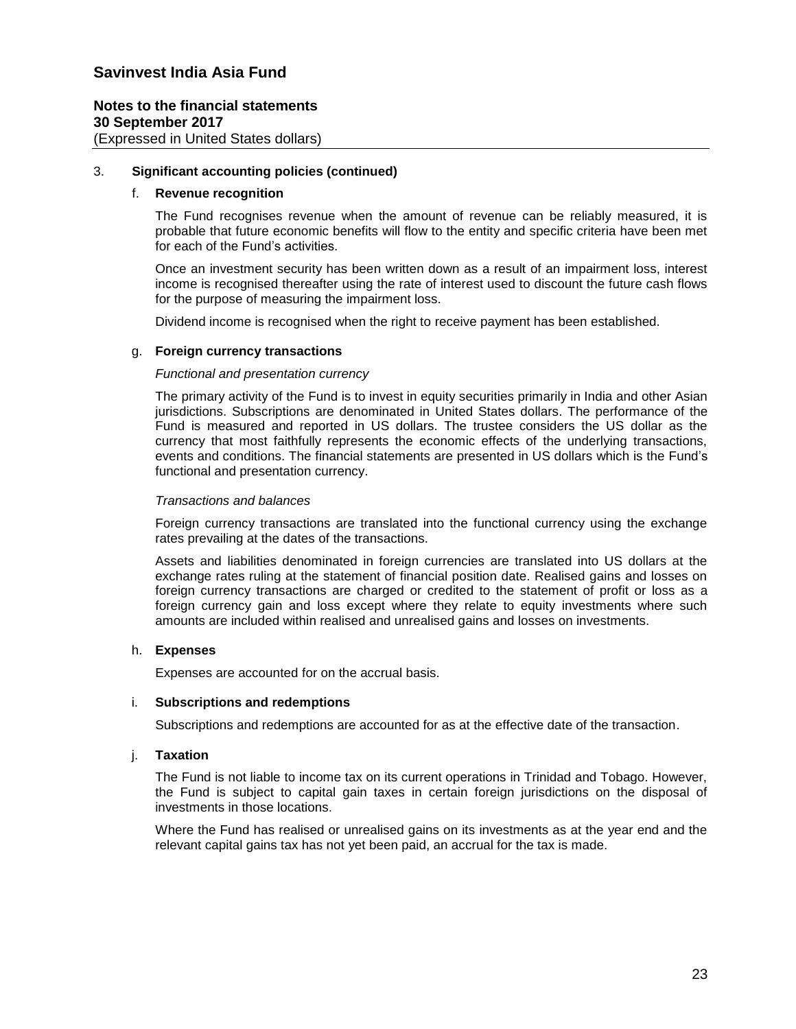### 3. Significant accounting policies (continued)

#### f. Revenue recognition

The Fund recognises revenue when the amount of revenue can be reliably measured, it is probable that future economic benefits will flow to the entity and specific criteria have been met for each of the Fund's activities.

Once an investment security has been written down as a result of an impairment loss, interest income is recognised thereafter using the rate of interest used to discount the future cash flows for the purpose of measuring the impairment loss.

Dividend income is recognised when the right to receive payment has been established.

#### g. Foreign currency transactions

*Functional and presentation currency*

The primary activity of the Fund is to invest in equity securities primarily in India and other Asian jurisdictions. Subscriptions are denominated in United States dollars. The performance of the Fund is measured and reported in US dollars. The trustee considers the US dollar as the currency that most faithfully represents the economic effects of the underlying transactions, events and conditions. The financial statements are presented in US dollars which is the Fund's functional and presentation currency.

*Transactions and balances*

Foreign currency transactions are translated into the functional currency using the exchange rates prevailing at the dates of the transactions.

Assets and liabilities denominated in foreign currencies are translated into US dollars at the exchange rates ruling at the statement of financial position date. Realised gains and losses on foreign currency transactions are charged or credited to the statement of profit or loss as a foreign currency gain and loss except where they relate to equity investments where such amounts are included within realised and unrealised gains and losses on investments.

#### h. Expenses

Expenses are accounted for on the accrual basis.

#### i. Subscriptions and redemptions

Subscriptions and redemptions are accounted for as at the effective date of the transaction.

#### j. Taxation

The Fund is not liable to income tax on its current operations in Trinidad and Tobago. However, the Fund is subject to capital gain taxes in certain foreign jurisdictions on the disposal of investments in those locations.

Where the Fund has realised or unrealised gains on its investments as at the year end and the relevant capital gains tax has not yet been paid, an accrual for the tax is made.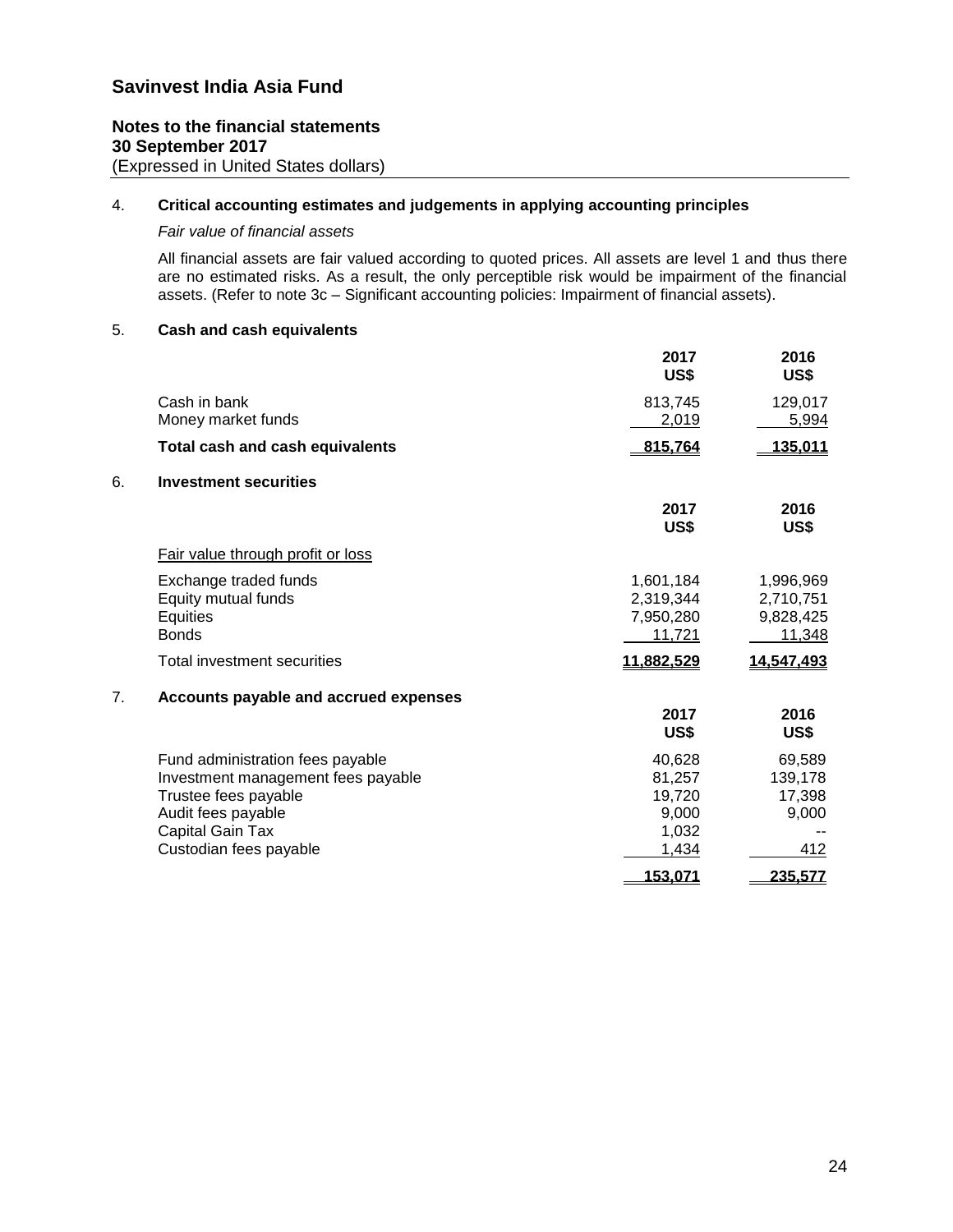# Savinvest India Asia Fund

**Notes to the financial statements**
**30 September 2017**
(Expressed in United States dollars)

## 4. Critical accounting estimates and judgements in applying accounting principles

*Fair value of financial assets*

All financial assets are fair valued according to quoted prices. All assets are level 1 and thus there are no estimated risks. As a result, the only perceptible risk would be impairment of the financial assets. (Refer to note 3c – Significant accounting policies: Impairment of financial assets).

## 5. Cash and cash equivalents

| | 2017 US$ | 2016 US$ |
|---|---|---|
| Cash in bank | 813,745 | 129,017 |
| Money market funds | 2,019 | 5,994 |
| **Total cash and cash equivalents** | **815,764** | **135,011** |

## 6. Investment securities

| | 2017 US$ | 2016 US$ |
|---|---|---|
| Fair value through profit or loss | | |
| Exchange traded funds | 1,601,184 | 1,996,969 |
| Equity mutual funds | 2,319,344 | 2,710,751 |
| Equities | 7,950,280 | 9,828,425 |
| Bonds | 11,721 | 11,348 |
| Total investment securities | **11,882,529** | **14,547,493** |

## 7. Accounts payable and accrued expenses

| | 2017 US$ | 2016 US$ |
|---|---|---|
| Fund administration fees payable | 40,628 | 69,589 |
| Investment management fees payable | 81,257 | 139,178 |
| Trustee fees payable | 19,720 | 17,398 |
| Audit fees payable | 9,000 | 9,000 |
| Capital Gain Tax | 1,032 | -- |
| Custodian fees payable | 1,434 | 412 |
| | **153,071** | **235,577** |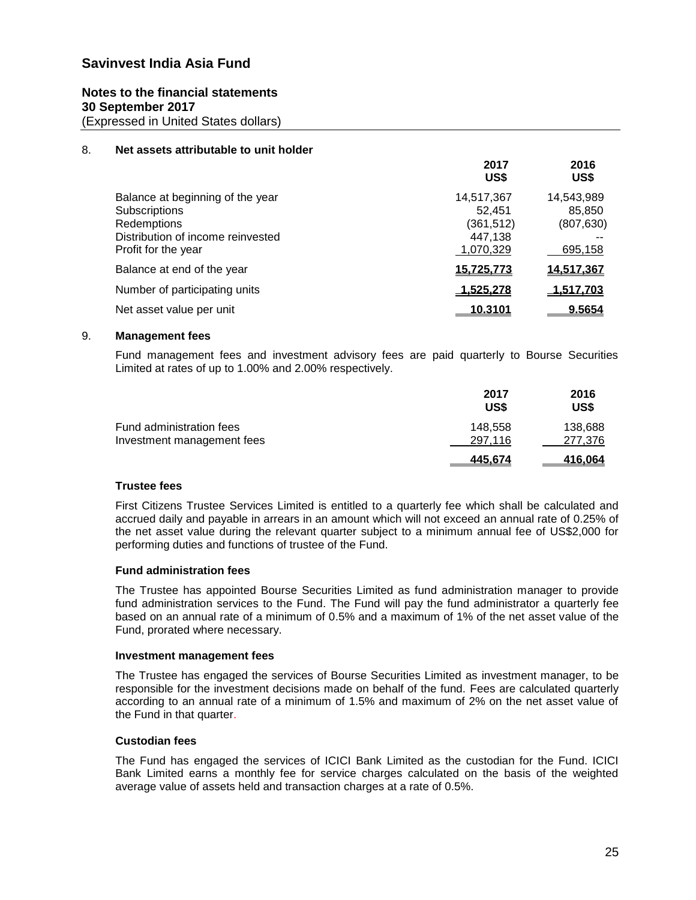# Savinvest India Asia Fund

**Notes to the financial statements**
**30 September 2017**
(Expressed in United States dollars)

## 8. Net assets attributable to unit holder

| | 2017 US$ | 2016 US$ |
|---|---|---|
| Balance at beginning of the year | 14,517,367 | 14,543,989 |
| Subscriptions | 52,451 | 85,850 |
| Redemptions | (361,512) | (807,630) |
| Distribution of income reinvested | 447,138 | -- |
| Profit for the year | 1,070,329 | 695,158 |
| Balance at end of the year | **15,725,773** | **14,517,367** |
| Number of participating units | **1,525,278** | **1,517,703** |
| Net asset value per unit | **10.3101** | **9.5654** |

## 9. Management fees

Fund management fees and investment advisory fees are paid quarterly to Bourse Securities Limited at rates of up to 1.00% and 2.00% respectively.

| | 2017 US$ | 2016 US$ |
|---|---|---|
| Fund administration fees | 148,558 | 138,688 |
| Investment management fees | 297,116 | 277,376 |
| | **445,674** | **416,064** |

### Trustee fees

First Citizens Trustee Services Limited is entitled to a quarterly fee which shall be calculated and accrued daily and payable in arrears in an amount which will not exceed an annual rate of 0.25% of the net asset value during the relevant quarter subject to a minimum annual fee of US$2,000 for performing duties and functions of trustee of the Fund.

### Fund administration fees

The Trustee has appointed Bourse Securities Limited as fund administration manager to provide fund administration services to the Fund. The Fund will pay the fund administrator a quarterly fee based on an annual rate of a minimum of 0.5% and a maximum of 1% of the net asset value of the Fund, prorated where necessary.

### Investment management fees

The Trustee has engaged the services of Bourse Securities Limited as investment manager, to be responsible for the investment decisions made on behalf of the fund. Fees are calculated quarterly according to an annual rate of a minimum of 1.5% and maximum of 2% on the net asset value of the Fund in that quarter.

### Custodian fees

The Fund has engaged the services of ICICI Bank Limited as the custodian for the Fund. ICICI Bank Limited earns a monthly fee for service charges calculated on the basis of the weighted average value of assets held and transaction charges at a rate of 0.5%.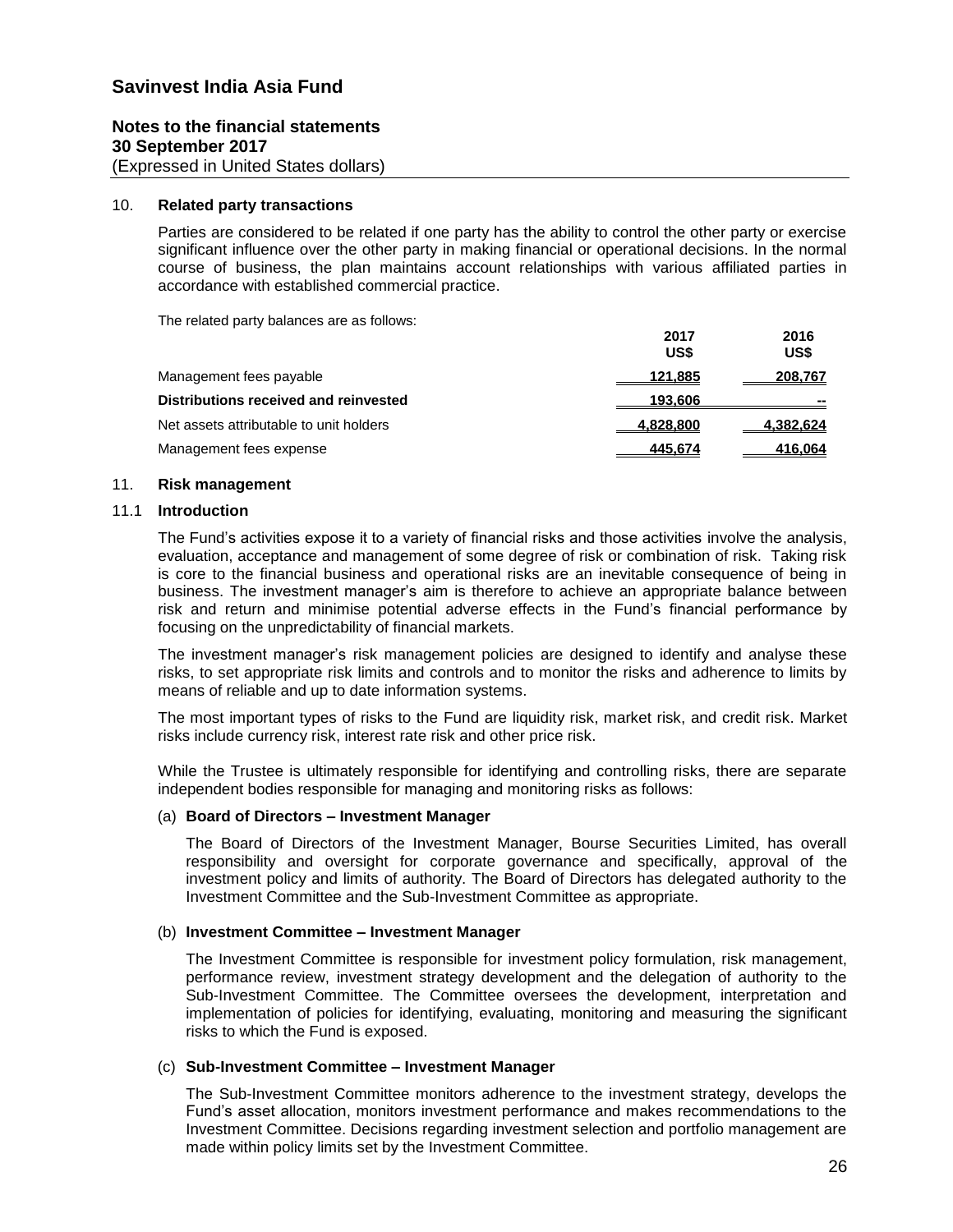# Savinvest India Asia Fund

## Notes to the financial statements
## 30 September 2017
(Expressed in United States dollars)

### 10. Related party transactions

Parties are considered to be related if one party has the ability to control the other party or exercise significant influence over the other party in making financial or operational decisions. In the normal course of business, the plan maintains account relationships with various affiliated parties in accordance with established commercial practice.

The related party balances are as follows:

| | 2017<br>US$ | 2016<br>US$ |
|---|---|---|
| Management fees payable | 121,885 | 208,767 |
| **Distributions received and reinvested** | 193,606 | -- |
| Net assets attributable to unit holders | 4,828,800 | 4,382,624 |
| Management fees expense | 445,674 | 416,064 |

### 11. Risk management

#### 11.1 Introduction

The Fund's activities expose it to a variety of financial risks and those activities involve the analysis, evaluation, acceptance and management of some degree of risk or combination of risk. Taking risk is core to the financial business and operational risks are an inevitable consequence of being in business. The investment manager's aim is therefore to achieve an appropriate balance between risk and return and minimise potential adverse effects in the Fund's financial performance by focusing on the unpredictability of financial markets.

The investment manager's risk management policies are designed to identify and analyse these risks, to set appropriate risk limits and controls and to monitor the risks and adherence to limits by means of reliable and up to date information systems.

The most important types of risks to the Fund are liquidity risk, market risk, and credit risk. Market risks include currency risk, interest rate risk and other price risk.

While the Trustee is ultimately responsible for identifying and controlling risks, there are separate independent bodies responsible for managing and monitoring risks as follows:

(a) **Board of Directors – Investment Manager**

The Board of Directors of the Investment Manager, Bourse Securities Limited, has overall responsibility and oversight for corporate governance and specifically, approval of the investment policy and limits of authority. The Board of Directors has delegated authority to the Investment Committee and the Sub-Investment Committee as appropriate.

(b) **Investment Committee – Investment Manager**

The Investment Committee is responsible for investment policy formulation, risk management, performance review, investment strategy development and the delegation of authority to the Sub-Investment Committee. The Committee oversees the development, interpretation and implementation of policies for identifying, evaluating, monitoring and measuring the significant risks to which the Fund is exposed.

(c) **Sub-Investment Committee – Investment Manager**

The Sub-Investment Committee monitors adherence to the investment strategy, develops the Fund's asset allocation, monitors investment performance and makes recommendations to the Investment Committee. Decisions regarding investment selection and portfolio management are made within policy limits set by the Investment Committee.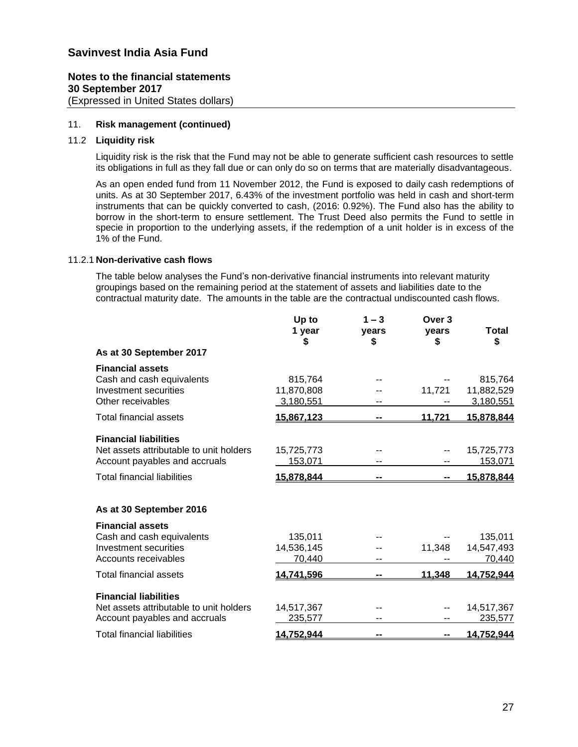# Savinvest India Asia Fund

**Notes to the financial statements**
**30 September 2017**
(Expressed in United States dollars)

11. **Risk management (continued)**

11.2 **Liquidity risk**

Liquidity risk is the risk that the Fund may not be able to generate sufficient cash resources to settle its obligations in full as they fall due or can only do so on terms that are materially disadvantageous.

As an open ended fund from 11 November 2012, the Fund is exposed to daily cash redemptions of units. As at 30 September 2017, 6.43% of the investment portfolio was held in cash and short-term instruments that can be quickly converted to cash, (2016: 0.92%). The Fund also has the ability to borrow in the short-term to ensure settlement. The Trust Deed also permits the Fund to settle in specie in proportion to the underlying assets, if the redemption of a unit holder is in excess of the 1% of the Fund.

11.2.1 **Non-derivative cash flows**

The table below analyses the Fund's non-derivative financial instruments into relevant maturity groupings based on the remaining period at the statement of assets and liabilities date to the contractual maturity date. The amounts in the table are the contractual undiscounted cash flows.

| | Up to 1 year $ | 1 – 3 years $ | Over 3 years $ | Total $ |
|---|---|---|---|---|
| **As at 30 September 2017** | | | | |
| **Financial assets** | | | | |
| Cash and cash equivalents | 815,764 | -- | -- | 815,764 |
| Investment securities | 11,870,808 | -- | 11,721 | 11,882,529 |
| Other receivables | 3,180,551 | -- | -- | 3,180,551 |
| Total financial assets | **15,867,123** | **--** | **11,721** | **15,878,844** |
| **Financial liabilities** | | | | |
| Net assets attributable to unit holders | 15,725,773 | -- | -- | 15,725,773 |
| Account payables and accruals | 153,071 | -- | -- | 153,071 |
| Total financial liabilities | **15,878,844** | **--** | **--** | **15,878,844** |
| **As at 30 September 2016** | | | | |
| **Financial assets** | | | | |
| Cash and cash equivalents | 135,011 | -- | -- | 135,011 |
| Investment securities | 14,536,145 | -- | 11,348 | 14,547,493 |
| Accounts receivables | 70,440 | -- | -- | 70,440 |
| Total financial assets | **14,741,596** | **--** | **11,348** | **14,752,944** |
| **Financial liabilities** | | | | |
| Net assets attributable to unit holders | 14,517,367 | -- | -- | 14,517,367 |
| Account payables and accruals | 235,577 | -- | -- | 235,577 |
| Total financial liabilities | **14,752,944** | **--** | **--** | **14,752,944** |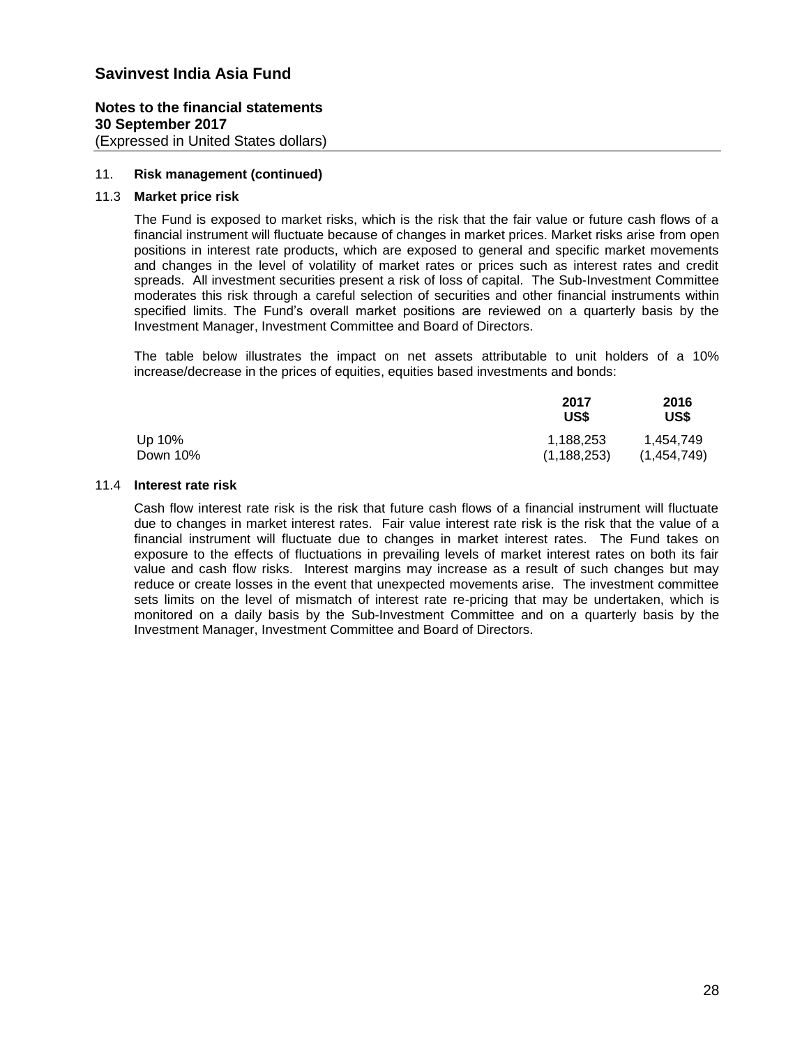# Savinvest India Asia Fund

**Notes to the financial statements**
**30 September 2017**
(Expressed in United States dollars)

## 11. Risk management (continued)

### 11.3 Market price risk

The Fund is exposed to market risks, which is the risk that the fair value or future cash flows of a financial instrument will fluctuate because of changes in market prices. Market risks arise from open positions in interest rate products, which are exposed to general and specific market movements and changes in the level of volatility of market rates or prices such as interest rates and credit spreads. All investment securities present a risk of loss of capital. The Sub-Investment Committee moderates this risk through a careful selection of securities and other financial instruments within specified limits. The Fund's overall market positions are reviewed on a quarterly basis by the Investment Manager, Investment Committee and Board of Directors.

The table below illustrates the impact on net assets attributable to unit holders of a 10% increase/decrease in the prices of equities, equities based investments and bonds:

| | 2017 US$ | 2016 US$ |
|---|---|---|
| Up 10% | 1,188,253 | 1,454,749 |
| Down 10% | (1,188,253) | (1,454,749) |

### 11.4 Interest rate risk

Cash flow interest rate risk is the risk that future cash flows of a financial instrument will fluctuate due to changes in market interest rates. Fair value interest rate risk is the risk that the value of a financial instrument will fluctuate due to changes in market interest rates. The Fund takes on exposure to the effects of fluctuations in prevailing levels of market interest rates on both its fair value and cash flow risks. Interest margins may increase as a result of such changes but may reduce or create losses in the event that unexpected movements arise. The investment committee sets limits on the level of mismatch of interest rate re-pricing that may be undertaken, which is monitored on a daily basis by the Sub-Investment Committee and on a quarterly basis by the Investment Manager, Investment Committee and Board of Directors.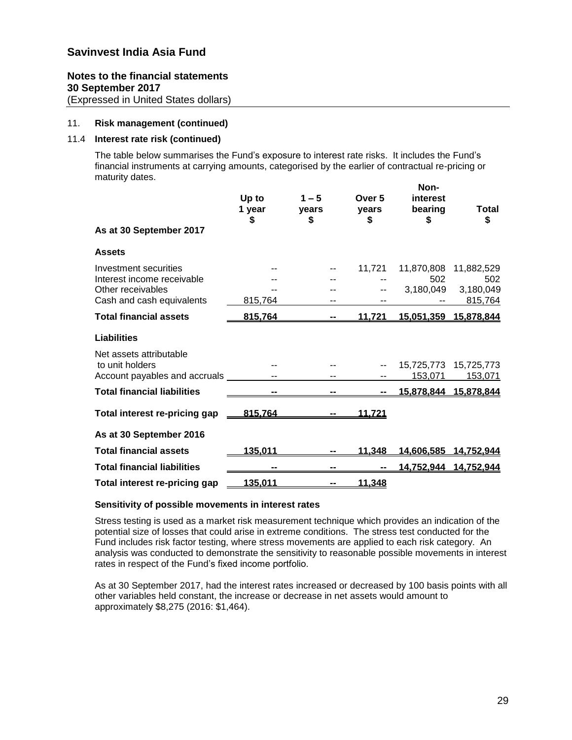# Savinvest India Asia Fund

**Notes to the financial statements**
**30 September 2017**
(Expressed in United States dollars)

11. **Risk management (continued)**

11.4 **Interest rate risk (continued)**

The table below summarises the Fund's exposure to interest rate risks. It includes the Fund's financial instruments at carrying amounts, categorised by the earlier of contractual re-pricing or maturity dates.

| | Up to 1 year $ | 1 – 5 years $ | Over 5 years $ | Non-interest bearing $ | Total $ |
|---|---|---|---|---|---|
| **As at 30 September 2017** | | | | | |
| **Assets** | | | | | |
| Investment securities | -- | -- | 11,721 | 11,870,808 | 11,882,529 |
| Interest income receivable | -- | -- | -- | 502 | 502 |
| Other receivables | -- | -- | -- | 3,180,049 | 3,180,049 |
| Cash and cash equivalents | 815,764 | -- | -- | -- | 815,764 |
| **Total financial assets** | **815,764** | **--** | **11,721** | **15,051,359** | **15,878,844** |
| **Liabilities** | | | | | |
| Net assets attributable to unit holders | -- | -- | -- | 15,725,773 | 15,725,773 |
| Account payables and accruals | -- | -- | -- | 153,071 | 153,071 |
| **Total financial liabilities** | **--** | **--** | **--** | **15,878,844** | **15,878,844** |
| **Total interest re-pricing gap** | **815,764** | **--** | **11,721** | | |
| **As at 30 September 2016** | | | | | |
| **Total financial assets** | **135,011** | **--** | **11,348** | **14,606,585** | **14,752,944** |
| **Total financial liabilities** | **--** | **--** | **--** | **14,752,944** | **14,752,944** |
| **Total interest re-pricing gap** | **135,011** | **--** | **11,348** | | |

**Sensitivity of possible movements in interest rates**

Stress testing is used as a market risk measurement technique which provides an indication of the potential size of losses that could arise in extreme conditions. The stress test conducted for the Fund includes risk factor testing, where stress movements are applied to each risk category. An analysis was conducted to demonstrate the sensitivity to reasonable possible movements in interest rates in respect of the Fund's fixed income portfolio.

As at 30 September 2017, had the interest rates increased or decreased by 100 basis points with all other variables held constant, the increase or decrease in net assets would amount to approximately $8,275 (2016: $1,464).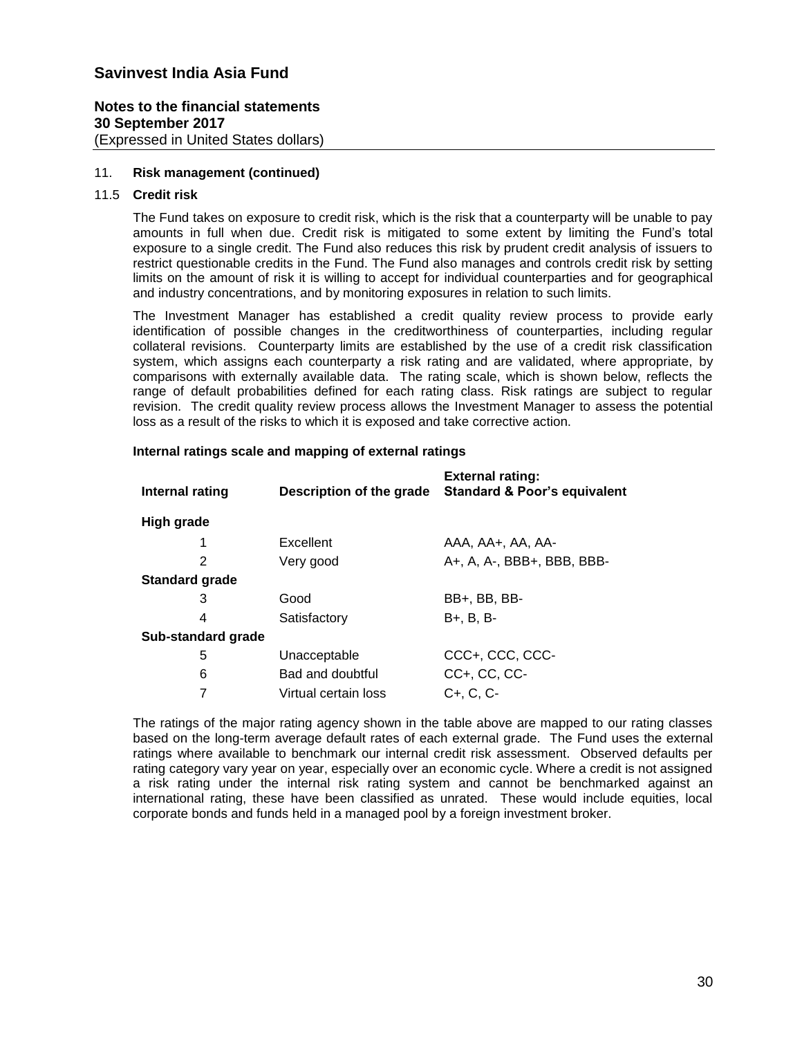# Savinvest India Asia Fund

**Notes to the financial statements**
**30 September 2017**
(Expressed in United States dollars)

## 11. Risk management (continued)

### 11.5 Credit risk

The Fund takes on exposure to credit risk, which is the risk that a counterparty will be unable to pay amounts in full when due. Credit risk is mitigated to some extent by limiting the Fund's total exposure to a single credit. The Fund also reduces this risk by prudent credit analysis of issuers to restrict questionable credits in the Fund. The Fund also manages and controls credit risk by setting limits on the amount of risk it is willing to accept for individual counterparties and for geographical and industry concentrations, and by monitoring exposures in relation to such limits.

The Investment Manager has established a credit quality review process to provide early identification of possible changes in the creditworthiness of counterparties, including regular collateral revisions. Counterparty limits are established by the use of a credit risk classification system, which assigns each counterparty a risk rating and are validated, where appropriate, by comparisons with externally available data. The rating scale, which is shown below, reflects the range of default probabilities defined for each rating class. Risk ratings are subject to regular revision. The credit quality review process allows the Investment Manager to assess the potential loss as a result of the risks to which it is exposed and take corrective action.

**Internal ratings scale and mapping of external ratings**

| Internal rating | Description of the grade | External rating: Standard & Poor's equivalent |
|---|---|---|
| **High grade** | | |
| 1 | Excellent | AAA, AA+, AA, AA- |
| 2 | Very good | A+, A, A-, BBB+, BBB, BBB- |
| **Standard grade** | | |
| 3 | Good | BB+, BB, BB- |
| 4 | Satisfactory | B+, B, B- |
| **Sub-standard grade** | | |
| 5 | Unacceptable | CCC+, CCC, CCC- |
| 6 | Bad and doubtful | CC+, CC, CC- |
| 7 | Virtual certain loss | C+, C, C- |

The ratings of the major rating agency shown in the table above are mapped to our rating classes based on the long-term average default rates of each external grade. The Fund uses the external ratings where available to benchmark our internal credit risk assessment. Observed defaults per rating category vary year on year, especially over an economic cycle. Where a credit is not assigned a risk rating under the internal risk rating system and cannot be benchmarked against an international rating, these have been classified as unrated. These would include equities, local corporate bonds and funds held in a managed pool by a foreign investment broker.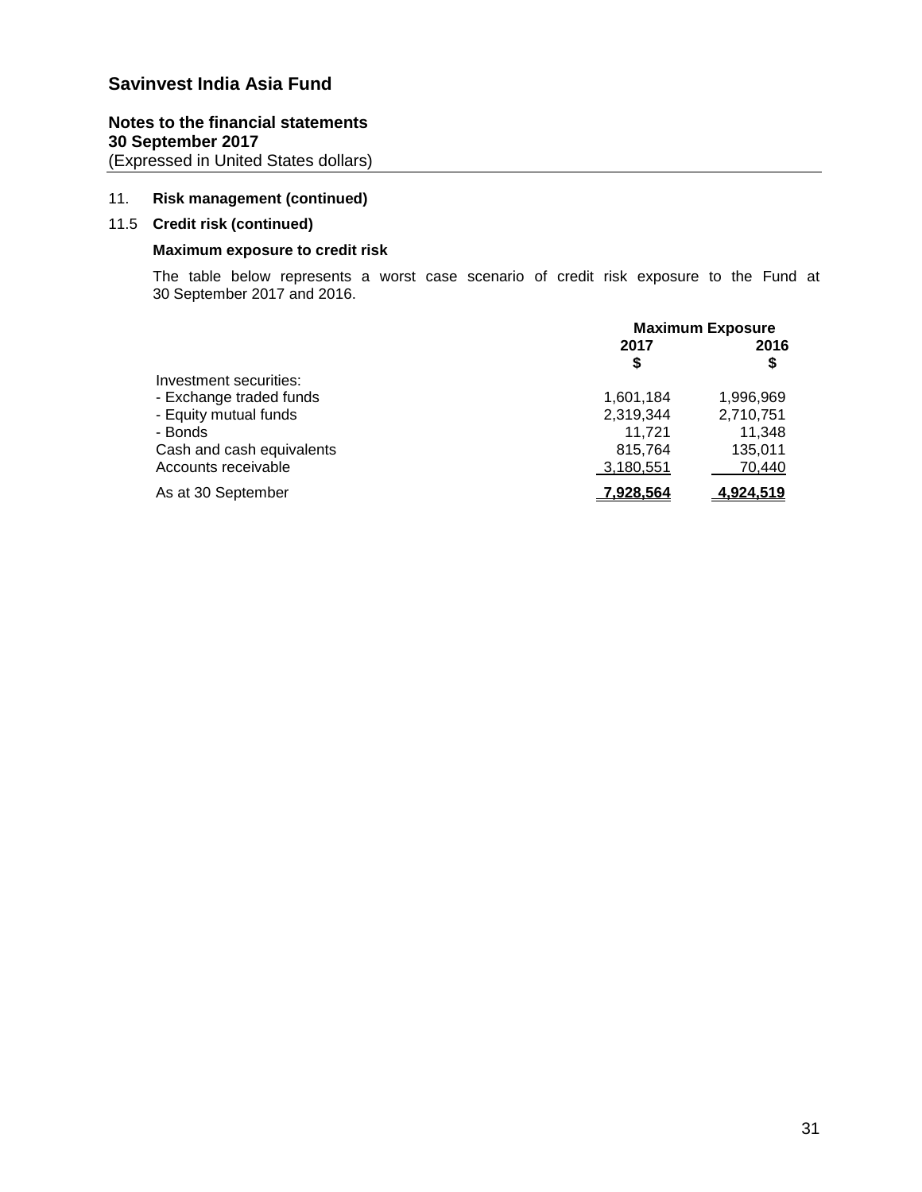# Savinvest India Asia Fund

**Notes to the financial statements**
**30 September 2017**
(Expressed in United States dollars)

11. **Risk management (continued)**

11.5 **Credit risk (continued)**

**Maximum exposure to credit risk**

The table below represents a worst case scenario of credit risk exposure to the Fund at 30 September 2017 and 2016.

| | Maximum Exposure | |
|---|---|---|
| | **2017** | **2016** |
| | **$** | **$** |
| Investment securities: | | |
| - Exchange traded funds | 1,601,184 | 1,996,969 |
| - Equity mutual funds | 2,319,344 | 2,710,751 |
| - Bonds | 11,721 | 11,348 |
| Cash and cash equivalents | 815,764 | 135,011 |
| Accounts receivable | 3,180,551 | 70,440 |
| As at 30 September | **7,928,564** | **4,924,519** |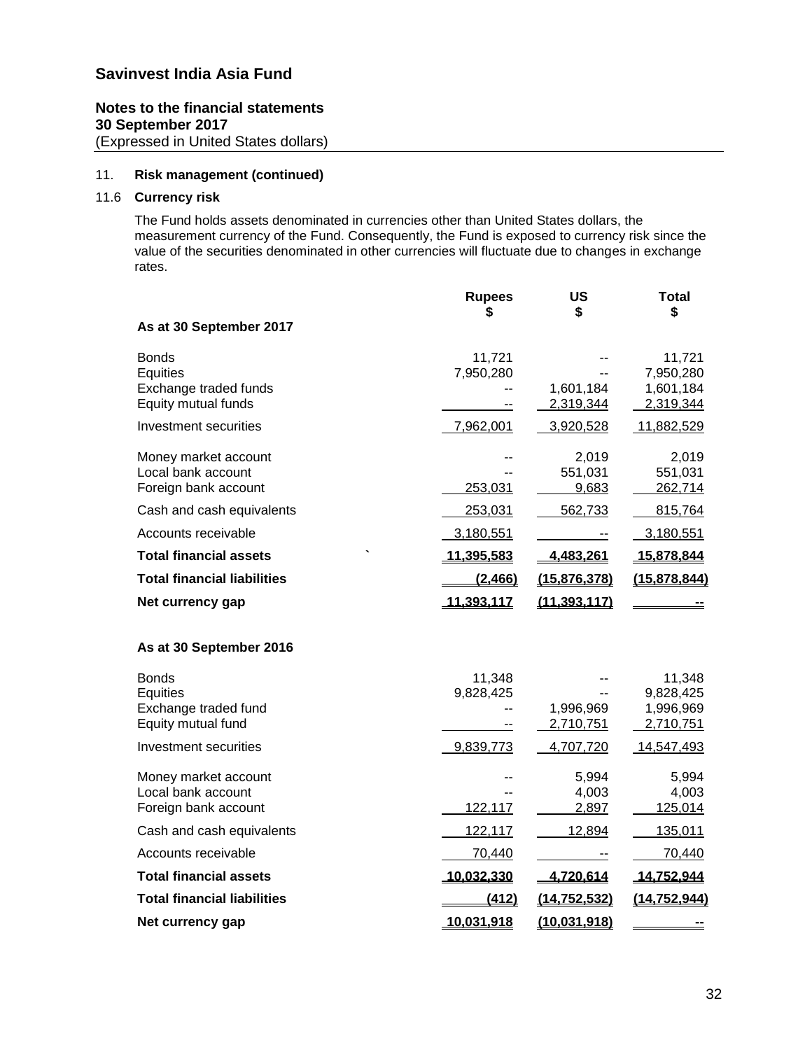# Savinvest India Asia Fund

**Notes to the financial statements**
**30 September 2017**
(Expressed in United States dollars)

## 11. Risk management (continued)

### 11.6 Currency risk

The Fund holds assets denominated in currencies other than United States dollars, the measurement currency of the Fund. Consequently, the Fund is exposed to currency risk since the value of the securities denominated in other currencies will fluctuate due to changes in exchange rates.

| | Rupees $ | US $ | Total $ |
|---|---|---|---|
| **As at 30 September 2017** | | | |
| Bonds | 11,721 | -- | 11,721 |
| Equities | 7,950,280 | -- | 7,950,280 |
| Exchange traded funds | -- | 1,601,184 | 1,601,184 |
| Equity mutual funds | -- | 2,319,344 | 2,319,344 |
| Investment securities | 7,962,001 | 3,920,528 | 11,882,529 |
| Money market account | -- | 2,019 | 2,019 |
| Local bank account | -- | 551,031 | 551,031 |
| Foreign bank account | 253,031 | 9,683 | 262,714 |
| Cash and cash equivalents | 253,031 | 562,733 | 815,764 |
| Accounts receivable | 3,180,551 | -- | 3,180,551 |
| **Total financial assets** | **11,395,583** | **4,483,261** | **15,878,844** |
| **Total financial liabilities** | **(2,466)** | **(15,876,378)** | **(15,878,844)** |
| **Net currency gap** | **11,393,117** | **(11,393,117)** | **--** |
| **As at 30 September 2016** | | | |
| Bonds | 11,348 | -- | 11,348 |
| Equities | 9,828,425 | -- | 9,828,425 |
| Exchange traded fund | -- | 1,996,969 | 1,996,969 |
| Equity mutual fund | -- | 2,710,751 | 2,710,751 |
| Investment securities | 9,839,773 | 4,707,720 | 14,547,493 |
| Money market account | -- | 5,994 | 5,994 |
| Local bank account | -- | 4,003 | 4,003 |
| Foreign bank account | 122,117 | 2,897 | 125,014 |
| Cash and cash equivalents | 122,117 | 12,894 | 135,011 |
| Accounts receivable | 70,440 | -- | 70,440 |
| **Total financial assets** | **10,032,330** | **4,720,614** | **14,752,944** |
| **Total financial liabilities** | **(412)** | **(14,752,532)** | **(14,752,944)** |
| **Net currency gap** | **10,031,918** | **(10,031,918)** | **--** |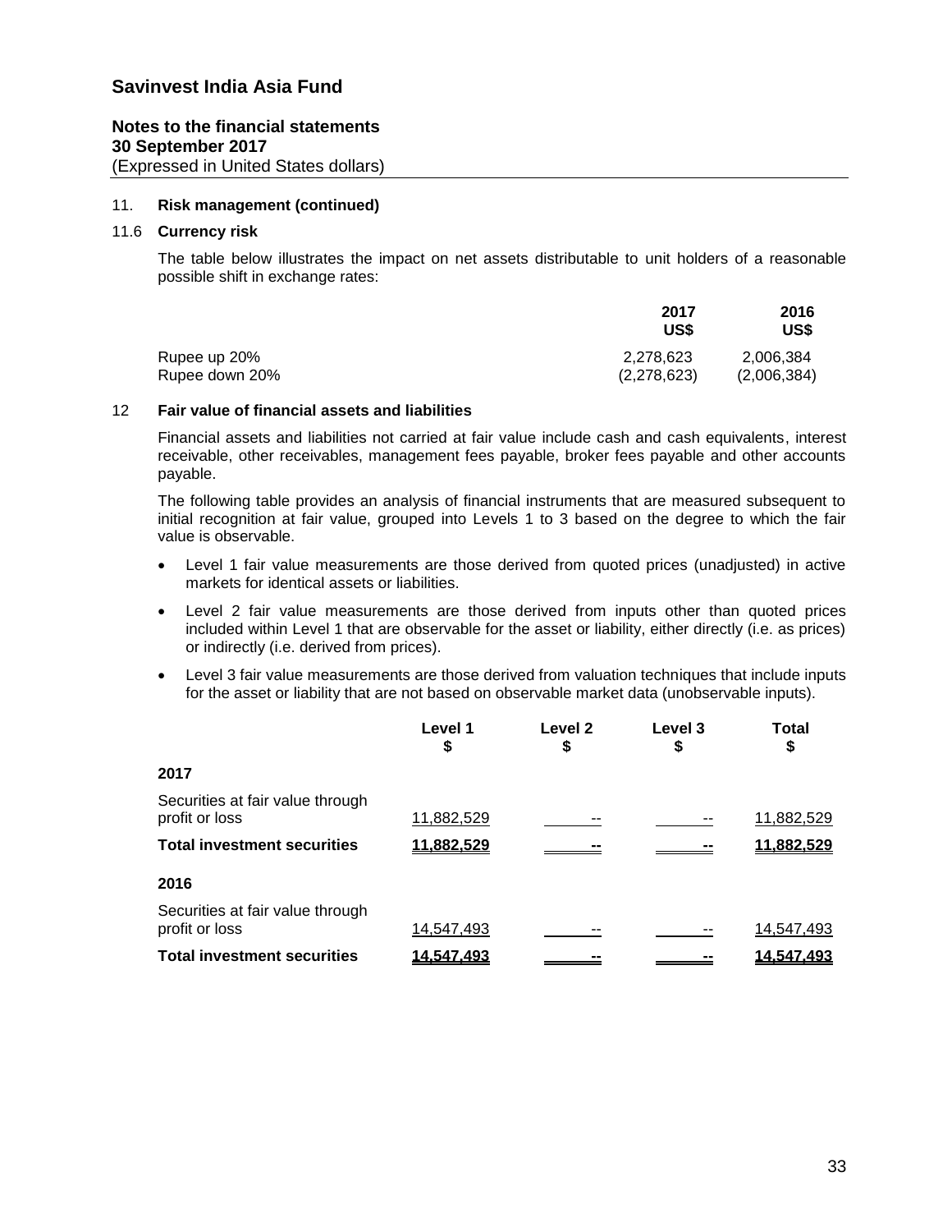# Savinvest India Asia Fund

**Notes to the financial statements**
**30 September 2017**
(Expressed in United States dollars)

11. **Risk management (continued)**

11.6 **Currency risk**

The table below illustrates the impact on net assets distributable to unit holders of a reasonable possible shift in exchange rates:

| | 2017 US$ | 2016 US$ |
|---|---|---|
| Rupee up 20% | 2,278,623 | 2,006,384 |
| Rupee down 20% | (2,278,623) | (2,006,384) |

12 **Fair value of financial assets and liabilities**

Financial assets and liabilities not carried at fair value include cash and cash equivalents, interest receivable, other receivables, management fees payable, broker fees payable and other accounts payable.

The following table provides an analysis of financial instruments that are measured subsequent to initial recognition at fair value, grouped into Levels 1 to 3 based on the degree to which the fair value is observable.

- Level 1 fair value measurements are those derived from quoted prices (unadjusted) in active markets for identical assets or liabilities.
- Level 2 fair value measurements are those derived from inputs other than quoted prices included within Level 1 that are observable for the asset or liability, either directly (i.e. as prices) or indirectly (i.e. derived from prices).
- Level 3 fair value measurements are those derived from valuation techniques that include inputs for the asset or liability that are not based on observable market data (unobservable inputs).

| | Level 1 $ | Level 2 $ | Level 3 $ | Total $ |
|---|---|---|---|---|
| **2017** | | | | |
| Securities at fair value through profit or loss | 11,882,529 | -- | -- | 11,882,529 |
| **Total investment securities** | **11,882,529** | **--** | **--** | **11,882,529** |
| **2016** | | | | |
| Securities at fair value through profit or loss | 14,547,493 | -- | -- | 14,547,493 |
| **Total investment securities** | **14,547,493** | **--** | **--** | **14,547,493** |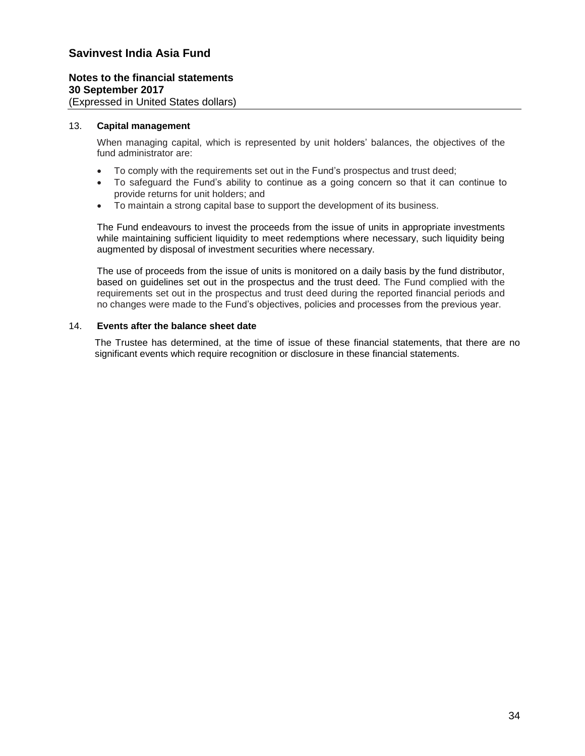## 13. Capital management

When managing capital, which is represented by unit holders' balances, the objectives of the fund administrator are:

- To comply with the requirements set out in the Fund's prospectus and trust deed;
- To safeguard the Fund's ability to continue as a going concern so that it can continue to provide returns for unit holders; and
- To maintain a strong capital base to support the development of its business.

The Fund endeavours to invest the proceeds from the issue of units in appropriate investments while maintaining sufficient liquidity to meet redemptions where necessary, such liquidity being augmented by disposal of investment securities where necessary.

The use of proceeds from the issue of units is monitored on a daily basis by the fund distributor, based on guidelines set out in the prospectus and the trust deed. The Fund complied with the requirements set out in the prospectus and trust deed during the reported financial periods and no changes were made to the Fund's objectives, policies and processes from the previous year.

## 14. Events after the balance sheet date

The Trustee has determined, at the time of issue of these financial statements, that there are no significant events which require recognition or disclosure in these financial statements.